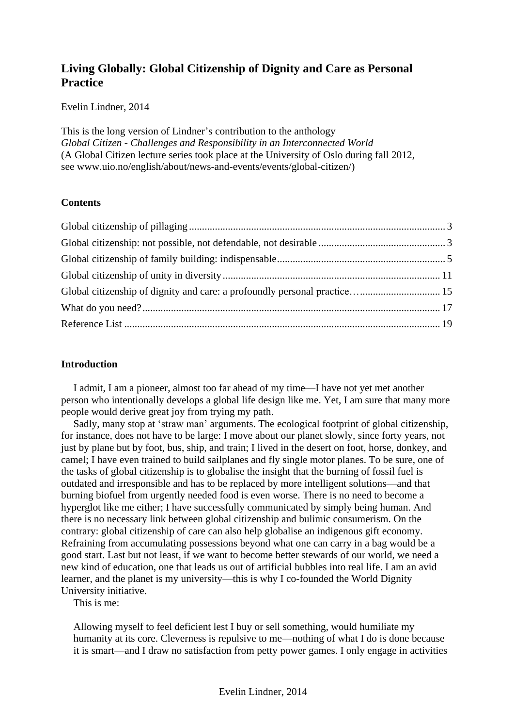# Living Globally: Global Citizenship of Dignity and Care as Personal Practice

Evelin Lindner, 2014

This is the long version of Lindner's contribution to the anthology
*Global Citizen - Challenges and Responsibility in an Interconnected World*
(A Global Citizen lecture series took place at the University of Oslo during fall 2012, see www.uio.no/english/about/news-and-events/events/global-citizen/)

**Contents**

Global citizenship of pillaging .......... 3
Global citizenship: not possible, not defendable, not desirable .......... 3
Global citizenship of family building: indispensable .......... 5
Global citizenship of unity in diversity .......... 11
Global citizenship of dignity and care: a profoundly personal practice… .......... 15
What do you need? .......... 17
Reference List .......... 19

## Introduction

I admit, I am a pioneer, almost too far ahead of my time—I have not yet met another person who intentionally develops a global life design like me. Yet, I am sure that many more people would derive great joy from trying my path.

Sadly, many stop at 'straw man' arguments. The ecological footprint of global citizenship, for instance, does not have to be large: I move about our planet slowly, since forty years, not just by plane but by foot, bus, ship, and train; I lived in the desert on foot, horse, donkey, and camel; I have even trained to build sailplanes and fly single motor planes. To be sure, one of the tasks of global citizenship is to globalise the insight that the burning of fossil fuel is outdated and irresponsible and has to be replaced by more intelligent solutions—and that burning biofuel from urgently needed food is even worse. There is no need to become a hyperglot like me either; I have successfully communicated by simply being human. And there is no necessary link between global citizenship and bulimic consumerism. On the contrary: global citizenship of care can also help globalise an indigenous gift economy. Refraining from accumulating possessions beyond what one can carry in a bag would be a good start. Last but not least, if we want to become better stewards of our world, we need a new kind of education, one that leads us out of artificial bubbles into real life. I am an avid learner, and the planet is my university—this is why I co-founded the World Dignity University initiative.

This is me:

> Allowing myself to feel deficient lest I buy or sell something, would humiliate my humanity at its core. Cleverness is repulsive to me—nothing of what I do is done because it is smart—and I draw no satisfaction from petty power games. I only engage in activities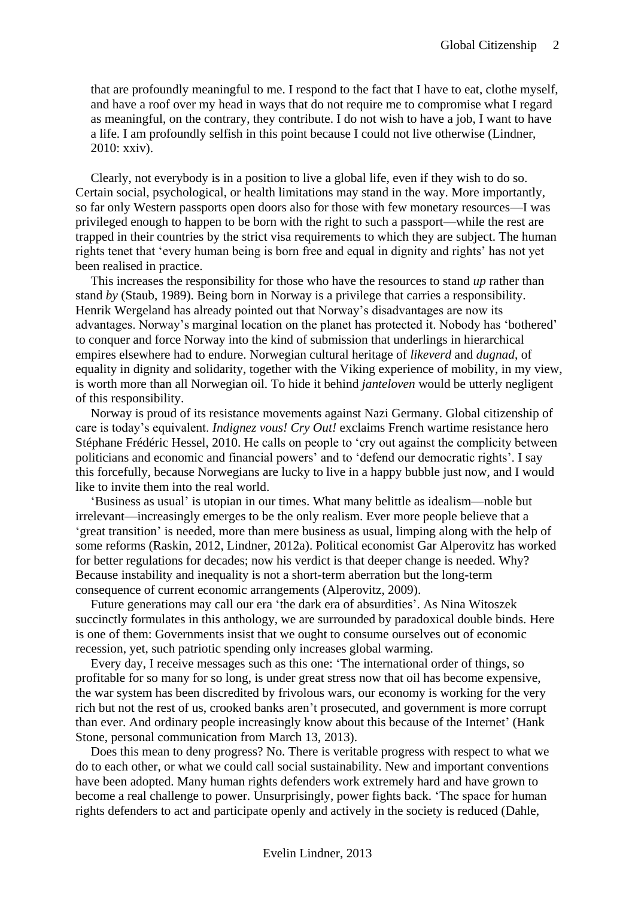that are profoundly meaningful to me. I respond to the fact that I have to eat, clothe myself, and have a roof over my head in ways that do not require me to compromise what I regard as meaningful, on the contrary, they contribute. I do not wish to have a job, I want to have a life. I am profoundly selfish in this point because I could not live otherwise (Lindner, 2010: xxiv).

Clearly, not everybody is in a position to live a global life, even if they wish to do so. Certain social, psychological, or health limitations may stand in the way. More importantly, so far only Western passports open doors also for those with few monetary resources—I was privileged enough to happen to be born with the right to such a passport—while the rest are trapped in their countries by the strict visa requirements to which they are subject. The human rights tenet that 'every human being is born free and equal in dignity and rights' has not yet been realised in practice.

This increases the responsibility for those who have the resources to stand *up* rather than stand *by* (Staub, 1989). Being born in Norway is a privilege that carries a responsibility. Henrik Wergeland has already pointed out that Norway's disadvantages are now its advantages. Norway's marginal location on the planet has protected it. Nobody has 'bothered' to conquer and force Norway into the kind of submission that underlings in hierarchical empires elsewhere had to endure. Norwegian cultural heritage of *likeverd* and *dugnad*, of equality in dignity and solidarity, together with the Viking experience of mobility, in my view, is worth more than all Norwegian oil. To hide it behind *janteloven* would be utterly negligent of this responsibility.

Norway is proud of its resistance movements against Nazi Germany. Global citizenship of care is today's equivalent. *Indignez vous! Cry Out!* exclaims French wartime resistance hero Stéphane Frédéric Hessel, 2010. He calls on people to 'cry out against the complicity between politicians and economic and financial powers' and to 'defend our democratic rights'. I say this forcefully, because Norwegians are lucky to live in a happy bubble just now, and I would like to invite them into the real world.

'Business as usual' is utopian in our times. What many belittle as idealism—noble but irrelevant—increasingly emerges to be the only realism. Ever more people believe that a 'great transition' is needed, more than mere business as usual, limping along with the help of some reforms (Raskin, 2012, Lindner, 2012a). Political economist Gar Alperovitz has worked for better regulations for decades; now his verdict is that deeper change is needed. Why? Because instability and inequality is not a short-term aberration but the long-term consequence of current economic arrangements (Alperovitz, 2009).

Future generations may call our era 'the dark era of absurdities'. As Nina Witoszek succinctly formulates in this anthology, we are surrounded by paradoxical double binds. Here is one of them: Governments insist that we ought to consume ourselves out of economic recession, yet, such patriotic spending only increases global warming.

Every day, I receive messages such as this one: 'The international order of things, so profitable for so many for so long, is under great stress now that oil has become expensive, the war system has been discredited by frivolous wars, our economy is working for the very rich but not the rest of us, crooked banks aren't prosecuted, and government is more corrupt than ever. And ordinary people increasingly know about this because of the Internet' (Hank Stone, personal communication from March 13, 2013).

Does this mean to deny progress? No. There is veritable progress with respect to what we do to each other, or what we could call social sustainability. New and important conventions have been adopted. Many human rights defenders work extremely hard and have grown to become a real challenge to power. Unsurprisingly, power fights back. 'The space for human rights defenders to act and participate openly and actively in the society is reduced (Dahle,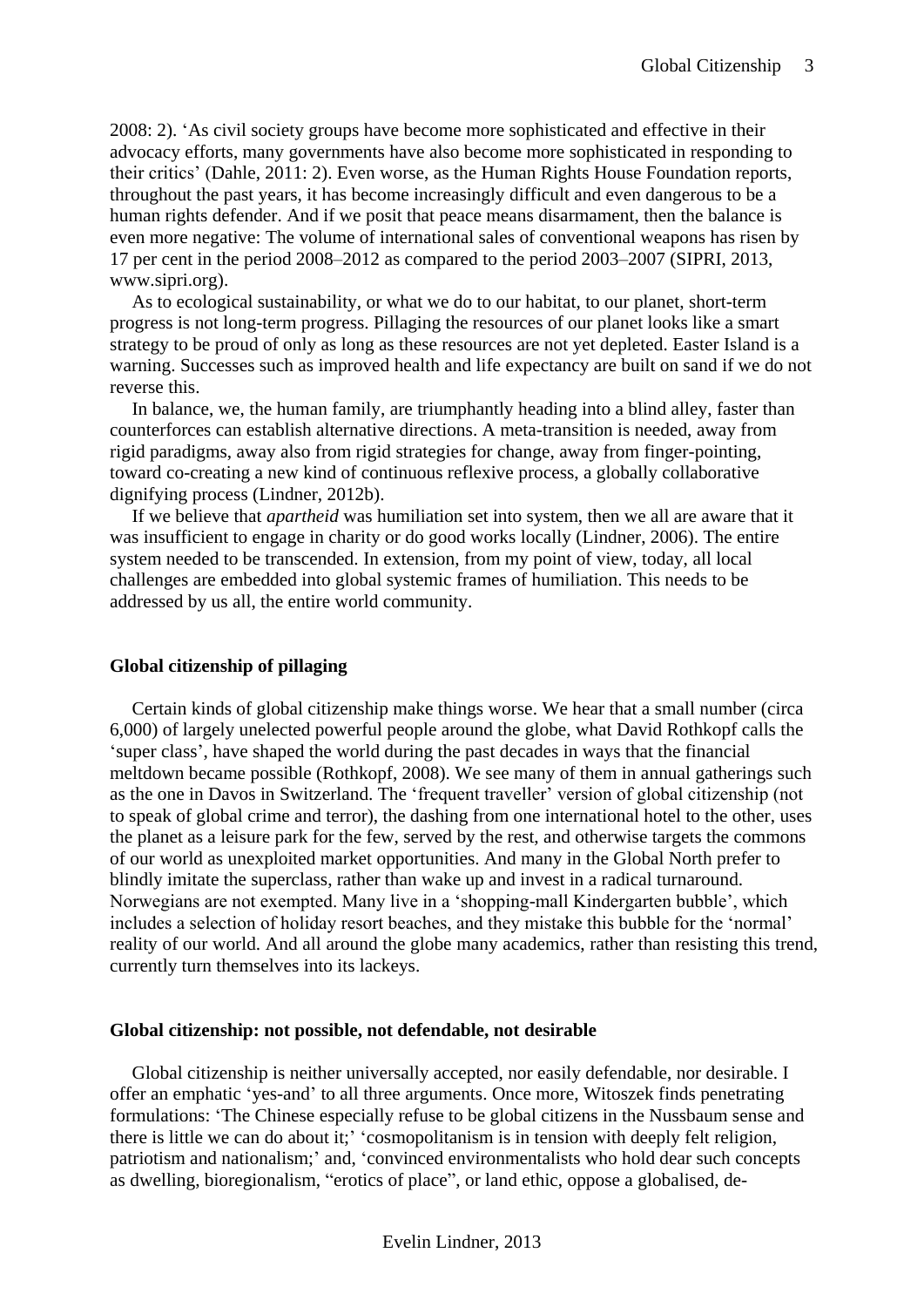2008: 2). 'As civil society groups have become more sophisticated and effective in their advocacy efforts, many governments have also become more sophisticated in responding to their critics' (Dahle, 2011: 2). Even worse, as the Human Rights House Foundation reports, throughout the past years, it has become increasingly difficult and even dangerous to be a human rights defender. And if we posit that peace means disarmament, then the balance is even more negative: The volume of international sales of conventional weapons has risen by 17 per cent in the period 2008–2012 as compared to the period 2003–2007 (SIPRI, 2013, www.sipri.org).

As to ecological sustainability, or what we do to our habitat, to our planet, short-term progress is not long-term progress. Pillaging the resources of our planet looks like a smart strategy to be proud of only as long as these resources are not yet depleted. Easter Island is a warning. Successes such as improved health and life expectancy are built on sand if we do not reverse this.

In balance, we, the human family, are triumphantly heading into a blind alley, faster than counterforces can establish alternative directions. A meta-transition is needed, away from rigid paradigms, away also from rigid strategies for change, away from finger-pointing, toward co-creating a new kind of continuous reflexive process, a globally collaborative dignifying process (Lindner, 2012b).

If we believe that *apartheid* was humiliation set into system, then we all are aware that it was insufficient to engage in charity or do good works locally (Lindner, 2006). The entire system needed to be transcended. In extension, from my point of view, today, all local challenges are embedded into global systemic frames of humiliation. This needs to be addressed by us all, the entire world community.

## Global citizenship of pillaging

Certain kinds of global citizenship make things worse. We hear that a small number (circa 6,000) of largely unelected powerful people around the globe, what David Rothkopf calls the 'super class', have shaped the world during the past decades in ways that the financial meltdown became possible (Rothkopf, 2008). We see many of them in annual gatherings such as the one in Davos in Switzerland. The 'frequent traveller' version of global citizenship (not to speak of global crime and terror), the dashing from one international hotel to the other, uses the planet as a leisure park for the few, served by the rest, and otherwise targets the commons of our world as unexploited market opportunities. And many in the Global North prefer to blindly imitate the superclass, rather than wake up and invest in a radical turnaround. Norwegians are not exempted. Many live in a 'shopping-mall Kindergarten bubble', which includes a selection of holiday resort beaches, and they mistake this bubble for the 'normal' reality of our world. And all around the globe many academics, rather than resisting this trend, currently turn themselves into its lackeys.

## Global citizenship: not possible, not defendable, not desirable

Global citizenship is neither universally accepted, nor easily defendable, nor desirable. I offer an emphatic 'yes-and' to all three arguments. Once more, Witoszek finds penetrating formulations: 'The Chinese especially refuse to be global citizens in the Nussbaum sense and there is little we can do about it;' 'cosmopolitanism is in tension with deeply felt religion, patriotism and nationalism;' and, 'convinced environmentalists who hold dear such concepts as dwelling, bioregionalism, "erotics of place", or land ethic, oppose a globalised, de-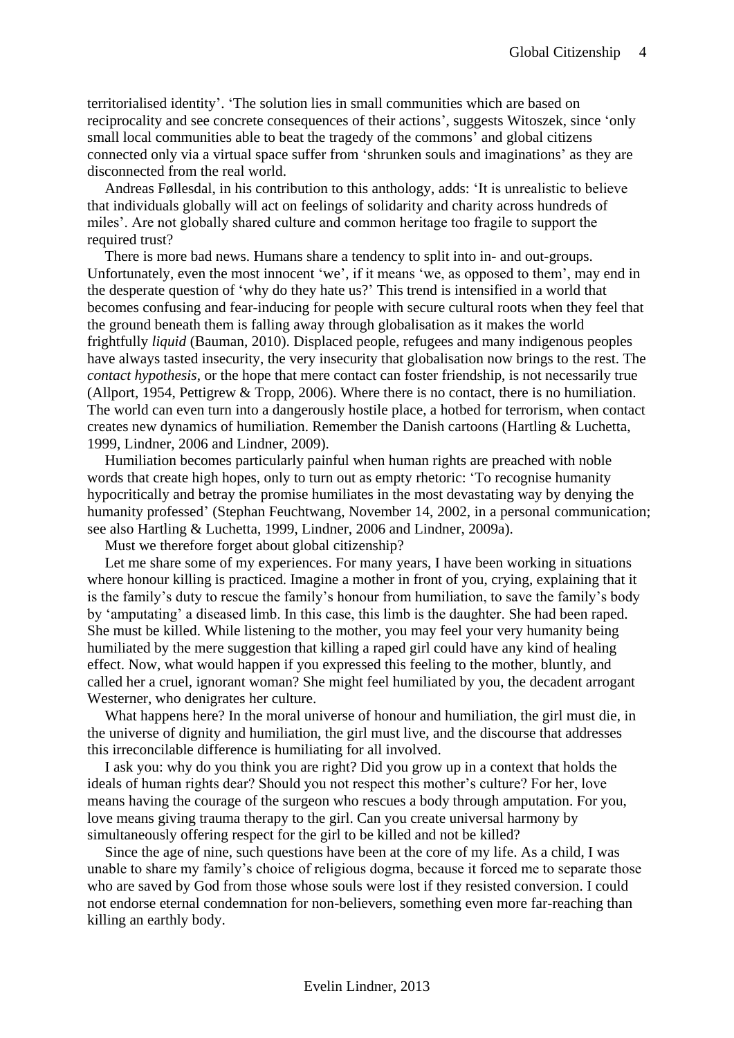territorialised identity'. 'The solution lies in small communities which are based on reciprocality and see concrete consequences of their actions', suggests Witoszek, since 'only small local communities able to beat the tragedy of the commons' and global citizens connected only via a virtual space suffer from 'shrunken souls and imaginations' as they are disconnected from the real world.

Andreas Føllesdal, in his contribution to this anthology, adds: 'It is unrealistic to believe that individuals globally will act on feelings of solidarity and charity across hundreds of miles'. Are not globally shared culture and common heritage too fragile to support the required trust?

There is more bad news. Humans share a tendency to split into in- and out-groups. Unfortunately, even the most innocent 'we', if it means 'we, as opposed to them', may end in the desperate question of 'why do they hate us?' This trend is intensified in a world that becomes confusing and fear-inducing for people with secure cultural roots when they feel that the ground beneath them is falling away through globalisation as it makes the world frightfully *liquid* (Bauman, 2010). Displaced people, refugees and many indigenous peoples have always tasted insecurity, the very insecurity that globalisation now brings to the rest. The *contact hypothesis*, or the hope that mere contact can foster friendship, is not necessarily true (Allport, 1954, Pettigrew & Tropp, 2006). Where there is no contact, there is no humiliation. The world can even turn into a dangerously hostile place, a hotbed for terrorism, when contact creates new dynamics of humiliation. Remember the Danish cartoons (Hartling & Luchetta, 1999, Lindner, 2006 and Lindner, 2009).

Humiliation becomes particularly painful when human rights are preached with noble words that create high hopes, only to turn out as empty rhetoric: 'To recognise humanity hypocritically and betray the promise humiliates in the most devastating way by denying the humanity professed' (Stephan Feuchtwang, November 14, 2002, in a personal communication; see also Hartling & Luchetta, 1999, Lindner, 2006 and Lindner, 2009a).

Must we therefore forget about global citizenship?

Let me share some of my experiences. For many years, I have been working in situations where honour killing is practiced. Imagine a mother in front of you, crying, explaining that it is the family's duty to rescue the family's honour from humiliation, to save the family's body by 'amputating' a diseased limb. In this case, this limb is the daughter. She had been raped. She must be killed. While listening to the mother, you may feel your very humanity being humiliated by the mere suggestion that killing a raped girl could have any kind of healing effect. Now, what would happen if you expressed this feeling to the mother, bluntly, and called her a cruel, ignorant woman? She might feel humiliated by you, the decadent arrogant Westerner, who denigrates her culture.

What happens here? In the moral universe of honour and humiliation, the girl must die, in the universe of dignity and humiliation, the girl must live, and the discourse that addresses this irreconcilable difference is humiliating for all involved.

I ask you: why do you think you are right? Did you grow up in a context that holds the ideals of human rights dear? Should you not respect this mother's culture? For her, love means having the courage of the surgeon who rescues a body through amputation. For you, love means giving trauma therapy to the girl. Can you create universal harmony by simultaneously offering respect for the girl to be killed and not be killed?

Since the age of nine, such questions have been at the core of my life. As a child, I was unable to share my family's choice of religious dogma, because it forced me to separate those who are saved by God from those whose souls were lost if they resisted conversion. I could not endorse eternal condemnation for non-believers, something even more far-reaching than killing an earthly body.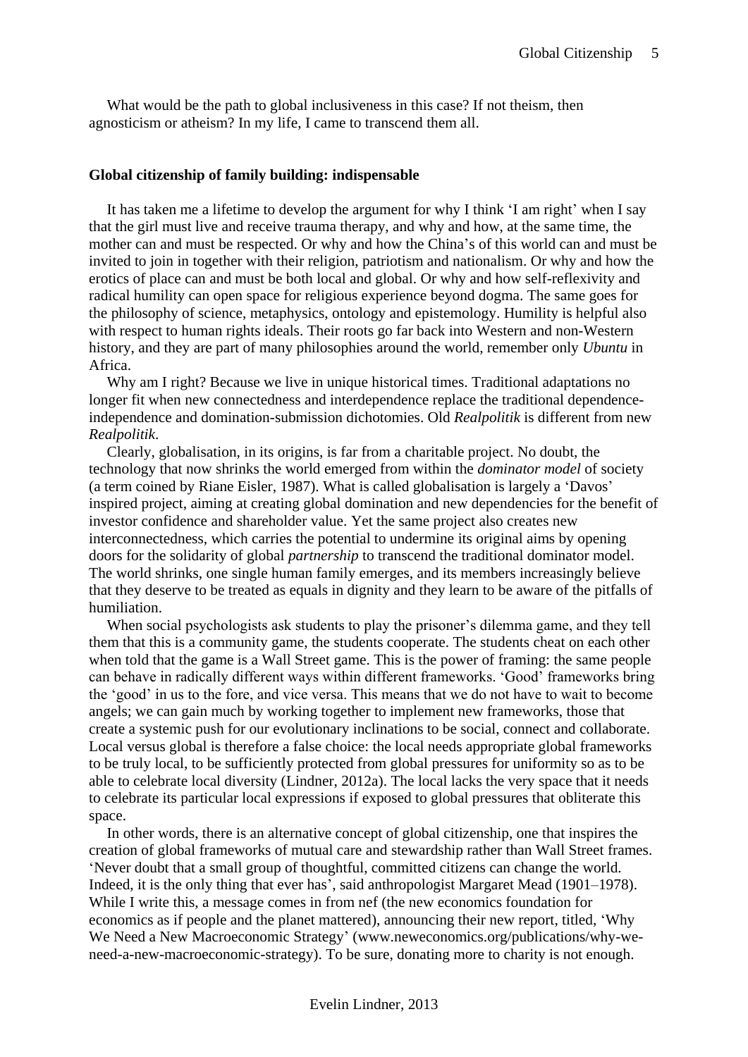What would be the path to global inclusiveness in this case? If not theism, then agnosticism or atheism? In my life, I came to transcend them all.

## Global citizenship of family building: indispensable

It has taken me a lifetime to develop the argument for why I think 'I am right' when I say that the girl must live and receive trauma therapy, and why and how, at the same time, the mother can and must be respected. Or why and how the China's of this world can and must be invited to join in together with their religion, patriotism and nationalism. Or why and how the erotics of place can and must be both local and global. Or why and how self-reflexivity and radical humility can open space for religious experience beyond dogma. The same goes for the philosophy of science, metaphysics, ontology and epistemology. Humility is helpful also with respect to human rights ideals. Their roots go far back into Western and non-Western history, and they are part of many philosophies around the world, remember only *Ubuntu* in Africa.

Why am I right? Because we live in unique historical times. Traditional adaptations no longer fit when new connectedness and interdependence replace the traditional dependence-independence and domination-submission dichotomies. Old *Realpolitik* is different from new *Realpolitik*.

Clearly, globalisation, in its origins, is far from a charitable project. No doubt, the technology that now shrinks the world emerged from within the *dominator model* of society (a term coined by Riane Eisler, 1987). What is called globalisation is largely a 'Davos' inspired project, aiming at creating global domination and new dependencies for the benefit of investor confidence and shareholder value. Yet the same project also creates new interconnectedness, which carries the potential to undermine its original aims by opening doors for the solidarity of global *partnership* to transcend the traditional dominator model. The world shrinks, one single human family emerges, and its members increasingly believe that they deserve to be treated as equals in dignity and they learn to be aware of the pitfalls of humiliation.

When social psychologists ask students to play the prisoner's dilemma game, and they tell them that this is a community game, the students cooperate. The students cheat on each other when told that the game is a Wall Street game. This is the power of framing: the same people can behave in radically different ways within different frameworks. 'Good' frameworks bring the 'good' in us to the fore, and vice versa. This means that we do not have to wait to become angels; we can gain much by working together to implement new frameworks, those that create a systemic push for our evolutionary inclinations to be social, connect and collaborate. Local versus global is therefore a false choice: the local needs appropriate global frameworks to be truly local, to be sufficiently protected from global pressures for uniformity so as to be able to celebrate local diversity (Lindner, 2012a). The local lacks the very space that it needs to celebrate its particular local expressions if exposed to global pressures that obliterate this space.

In other words, there is an alternative concept of global citizenship, one that inspires the creation of global frameworks of mutual care and stewardship rather than Wall Street frames. 'Never doubt that a small group of thoughtful, committed citizens can change the world. Indeed, it is the only thing that ever has', said anthropologist Margaret Mead (1901–1978). While I write this, a message comes in from nef (the new economics foundation for economics as if people and the planet mattered), announcing their new report, titled, 'Why We Need a New Macroeconomic Strategy' (www.neweconomics.org/publications/why-we-need-a-new-macroeconomic-strategy). To be sure, donating more to charity is not enough.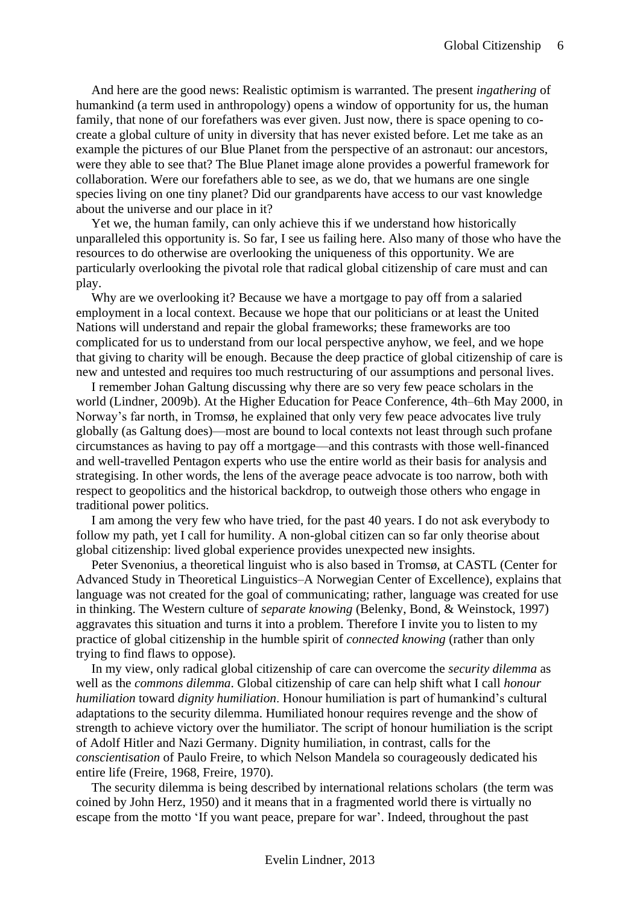And here are the good news: Realistic optimism is warranted. The present *ingathering* of humankind (a term used in anthropology) opens a window of opportunity for us, the human family, that none of our forefathers was ever given. Just now, there is space opening to co-create a global culture of unity in diversity that has never existed before. Let me take as an example the pictures of our Blue Planet from the perspective of an astronaut: our ancestors, were they able to see that? The Blue Planet image alone provides a powerful framework for collaboration. Were our forefathers able to see, as we do, that we humans are one single species living on one tiny planet? Did our grandparents have access to our vast knowledge about the universe and our place in it?

Yet we, the human family, can only achieve this if we understand how historically unparalleled this opportunity is. So far, I see us failing here. Also many of those who have the resources to do otherwise are overlooking the uniqueness of this opportunity. We are particularly overlooking the pivotal role that radical global citizenship of care must and can play.

Why are we overlooking it? Because we have a mortgage to pay off from a salaried employment in a local context. Because we hope that our politicians or at least the United Nations will understand and repair the global frameworks; these frameworks are too complicated for us to understand from our local perspective anyhow, we feel, and we hope that giving to charity will be enough. Because the deep practice of global citizenship of care is new and untested and requires too much restructuring of our assumptions and personal lives.

I remember Johan Galtung discussing why there are so very few peace scholars in the world (Lindner, 2009b). At the Higher Education for Peace Conference, 4th–6th May 2000, in Norway's far north, in Tromsø, he explained that only very few peace advocates live truly globally (as Galtung does)—most are bound to local contexts not least through such profane circumstances as having to pay off a mortgage—and this contrasts with those well-financed and well-travelled Pentagon experts who use the entire world as their basis for analysis and strategising. In other words, the lens of the average peace advocate is too narrow, both with respect to geopolitics and the historical backdrop, to outweigh those others who engage in traditional power politics.

I am among the very few who have tried, for the past 40 years. I do not ask everybody to follow my path, yet I call for humility. A non-global citizen can so far only theorise about global citizenship: lived global experience provides unexpected new insights.

Peter Svenonius, a theoretical linguist who is also based in Tromsø, at CASTL (Center for Advanced Study in Theoretical Linguistics–A Norwegian Center of Excellence), explains that language was not created for the goal of communicating; rather, language was created for use in thinking. The Western culture of *separate knowing* (Belenky, Bond, & Weinstock, 1997) aggravates this situation and turns it into a problem. Therefore I invite you to listen to my practice of global citizenship in the humble spirit of *connected knowing* (rather than only trying to find flaws to oppose).

In my view, only radical global citizenship of care can overcome the *security dilemma* as well as the *commons dilemma*. Global citizenship of care can help shift what I call *honour humiliation* toward *dignity humiliation*. Honour humiliation is part of humankind's cultural adaptations to the security dilemma. Humiliated honour requires revenge and the show of strength to achieve victory over the humiliator. The script of honour humiliation is the script of Adolf Hitler and Nazi Germany. Dignity humiliation, in contrast, calls for the *conscientisation* of Paulo Freire, to which Nelson Mandela so courageously dedicated his entire life (Freire, 1968, Freire, 1970).

The security dilemma is being described by international relations scholars (the term was coined by John Herz, 1950) and it means that in a fragmented world there is virtually no escape from the motto 'If you want peace, prepare for war'. Indeed, throughout the past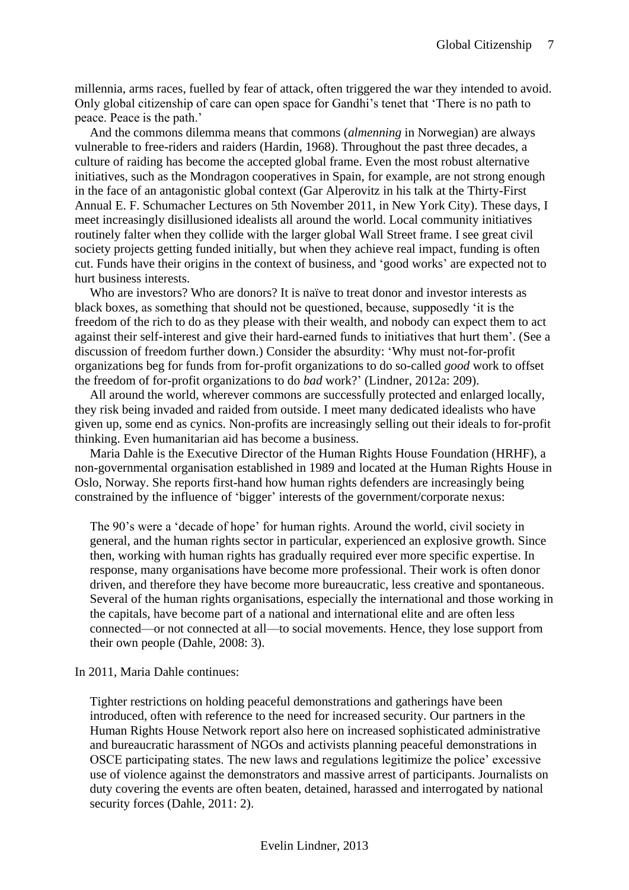millennia, arms races, fuelled by fear of attack, often triggered the war they intended to avoid. Only global citizenship of care can open space for Gandhi's tenet that 'There is no path to peace. Peace is the path.'

And the commons dilemma means that commons (*almenning* in Norwegian) are always vulnerable to free-riders and raiders (Hardin, 1968). Throughout the past three decades, a culture of raiding has become the accepted global frame. Even the most robust alternative initiatives, such as the Mondragon cooperatives in Spain, for example, are not strong enough in the face of an antagonistic global context (Gar Alperovitz in his talk at the Thirty-First Annual E. F. Schumacher Lectures on 5th November 2011, in New York City). These days, I meet increasingly disillusioned idealists all around the world. Local community initiatives routinely falter when they collide with the larger global Wall Street frame. I see great civil society projects getting funded initially, but when they achieve real impact, funding is often cut. Funds have their origins in the context of business, and 'good works' are expected not to hurt business interests.

Who are investors? Who are donors? It is naïve to treat donor and investor interests as black boxes, as something that should not be questioned, because, supposedly 'it is the freedom of the rich to do as they please with their wealth, and nobody can expect them to act against their self-interest and give their hard-earned funds to initiatives that hurt them'. (See a discussion of freedom further down.) Consider the absurdity: 'Why must not-for-profit organizations beg for funds from for-profit organizations to do so-called *good* work to offset the freedom of for-profit organizations to do *bad* work?' (Lindner, 2012a: 209).

All around the world, wherever commons are successfully protected and enlarged locally, they risk being invaded and raided from outside. I meet many dedicated idealists who have given up, some end as cynics. Non-profits are increasingly selling out their ideals to for-profit thinking. Even humanitarian aid has become a business.

Maria Dahle is the Executive Director of the Human Rights House Foundation (HRHF), a non-governmental organisation established in 1989 and located at the Human Rights House in Oslo, Norway. She reports first-hand how human rights defenders are increasingly being constrained by the influence of 'bigger' interests of the government/corporate nexus:

> The 90's were a 'decade of hope' for human rights. Around the world, civil society in general, and the human rights sector in particular, experienced an explosive growth. Since then, working with human rights has gradually required ever more specific expertise. In response, many organisations have become more professional. Their work is often donor driven, and therefore they have become more bureaucratic, less creative and spontaneous. Several of the human rights organisations, especially the international and those working in the capitals, have become part of a national and international elite and are often less connected—or not connected at all—to social movements. Hence, they lose support from their own people (Dahle, 2008: 3).

In 2011, Maria Dahle continues:

> Tighter restrictions on holding peaceful demonstrations and gatherings have been introduced, often with reference to the need for increased security. Our partners in the Human Rights House Network report also here on increased sophisticated administrative and bureaucratic harassment of NGOs and activists planning peaceful demonstrations in OSCE participating states. The new laws and regulations legitimize the police' excessive use of violence against the demonstrators and massive arrest of participants. Journalists on duty covering the events are often beaten, detained, harassed and interrogated by national security forces (Dahle, 2011: 2).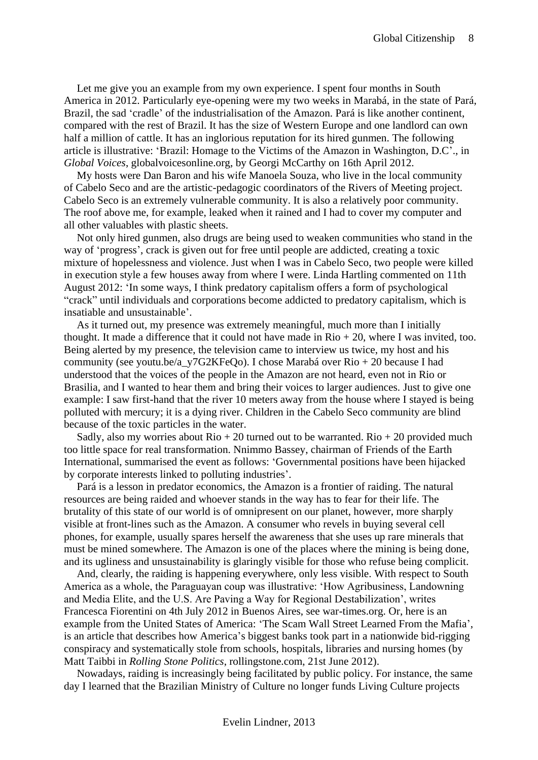Let me give you an example from my own experience. I spent four months in South America in 2012. Particularly eye-opening were my two weeks in Marabá, in the state of Pará, Brazil, the sad 'cradle' of the industrialisation of the Amazon. Pará is like another continent, compared with the rest of Brazil. It has the size of Western Europe and one landlord can own half a million of cattle. It has an inglorious reputation for its hired gunmen. The following article is illustrative: 'Brazil: Homage to the Victims of the Amazon in Washington, D.C'., in *Global Voices*, globalvoicesonline.org, by Georgi McCarthy on 16th April 2012.

My hosts were Dan Baron and his wife Manoela Souza, who live in the local community of Cabelo Seco and are the artistic-pedagogic coordinators of the Rivers of Meeting project. Cabelo Seco is an extremely vulnerable community. It is also a relatively poor community. The roof above me, for example, leaked when it rained and I had to cover my computer and all other valuables with plastic sheets.

Not only hired gunmen, also drugs are being used to weaken communities who stand in the way of 'progress', crack is given out for free until people are addicted, creating a toxic mixture of hopelessness and violence. Just when I was in Cabelo Seco, two people were killed in execution style a few houses away from where I were. Linda Hartling commented on 11th August 2012: 'In some ways, I think predatory capitalism offers a form of psychological "crack" until individuals and corporations become addicted to predatory capitalism, which is insatiable and unsustainable'.

As it turned out, my presence was extremely meaningful, much more than I initially thought. It made a difference that it could not have made in Rio + 20, where I was invited, too. Being alerted by my presence, the television came to interview us twice, my host and his community (see youtu.be/a_y7G2KFeQo). I chose Marabá over Rio + 20 because I had understood that the voices of the people in the Amazon are not heard, even not in Rio or Brasilia, and I wanted to hear them and bring their voices to larger audiences. Just to give one example: I saw first-hand that the river 10 meters away from the house where I stayed is being polluted with mercury; it is a dying river. Children in the Cabelo Seco community are blind because of the toxic particles in the water.

Sadly, also my worries about Rio + 20 turned out to be warranted. Rio + 20 provided much too little space for real transformation. Nnimmo Bassey, chairman of Friends of the Earth International, summarised the event as follows: 'Governmental positions have been hijacked by corporate interests linked to polluting industries'.

Pará is a lesson in predator economics, the Amazon is a frontier of raiding. The natural resources are being raided and whoever stands in the way has to fear for their life. The brutality of this state of our world is of omnipresent on our planet, however, more sharply visible at front-lines such as the Amazon. A consumer who revels in buying several cell phones, for example, usually spares herself the awareness that she uses up rare minerals that must be mined somewhere. The Amazon is one of the places where the mining is being done, and its ugliness and unsustainability is glaringly visible for those who refuse being complicit.

And, clearly, the raiding is happening everywhere, only less visible. With respect to South America as a whole, the Paraguayan coup was illustrative: 'How Agribusiness, Landowning and Media Elite, and the U.S. Are Paving a Way for Regional Destabilization', writes Francesca Fiorentini on 4th July 2012 in Buenos Aires, see war-times.org. Or, here is an example from the United States of America: 'The Scam Wall Street Learned From the Mafia', is an article that describes how America's biggest banks took part in a nationwide bid-rigging conspiracy and systematically stole from schools, hospitals, libraries and nursing homes (by Matt Taibbi in *Rolling Stone Politics*, rollingstone.com, 21st June 2012).

Nowadays, raiding is increasingly being facilitated by public policy. For instance, the same day I learned that the Brazilian Ministry of Culture no longer funds Living Culture projects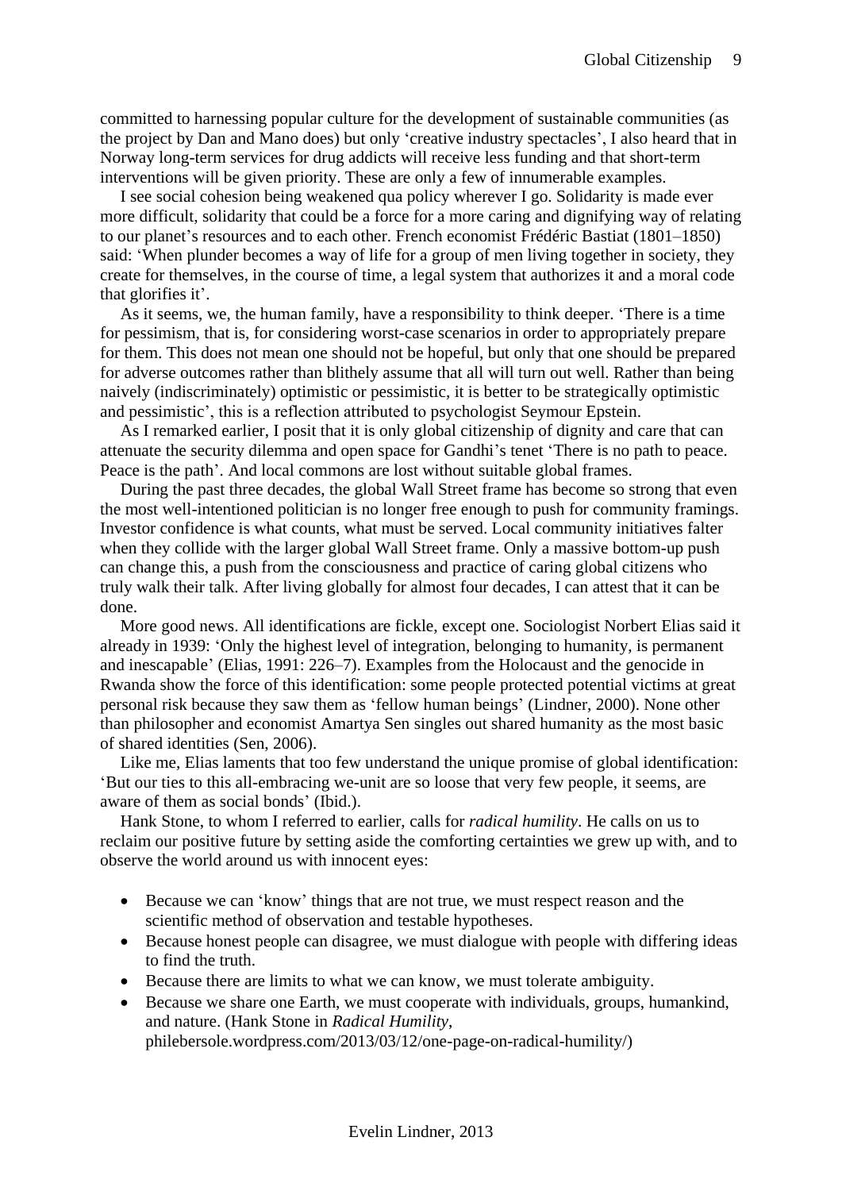committed to harnessing popular culture for the development of sustainable communities (as the project by Dan and Mano does) but only 'creative industry spectacles', I also heard that in Norway long-term services for drug addicts will receive less funding and that short-term interventions will be given priority. These are only a few of innumerable examples.

I see social cohesion being weakened qua policy wherever I go. Solidarity is made ever more difficult, solidarity that could be a force for a more caring and dignifying way of relating to our planet's resources and to each other. French economist Frédéric Bastiat (1801–1850) said: 'When plunder becomes a way of life for a group of men living together in society, they create for themselves, in the course of time, a legal system that authorizes it and a moral code that glorifies it'.

As it seems, we, the human family, have a responsibility to think deeper. 'There is a time for pessimism, that is, for considering worst-case scenarios in order to appropriately prepare for them. This does not mean one should not be hopeful, but only that one should be prepared for adverse outcomes rather than blithely assume that all will turn out well. Rather than being naively (indiscriminately) optimistic or pessimistic, it is better to be strategically optimistic and pessimistic', this is a reflection attributed to psychologist Seymour Epstein.

As I remarked earlier, I posit that it is only global citizenship of dignity and care that can attenuate the security dilemma and open space for Gandhi's tenet 'There is no path to peace. Peace is the path'. And local commons are lost without suitable global frames.

During the past three decades, the global Wall Street frame has become so strong that even the most well-intentioned politician is no longer free enough to push for community framings. Investor confidence is what counts, what must be served. Local community initiatives falter when they collide with the larger global Wall Street frame. Only a massive bottom-up push can change this, a push from the consciousness and practice of caring global citizens who truly walk their talk. After living globally for almost four decades, I can attest that it can be done.

More good news. All identifications are fickle, except one. Sociologist Norbert Elias said it already in 1939: 'Only the highest level of integration, belonging to humanity, is permanent and inescapable' (Elias, 1991: 226–7). Examples from the Holocaust and the genocide in Rwanda show the force of this identification: some people protected potential victims at great personal risk because they saw them as 'fellow human beings' (Lindner, 2000). None other than philosopher and economist Amartya Sen singles out shared humanity as the most basic of shared identities (Sen, 2006).

Like me, Elias laments that too few understand the unique promise of global identification: 'But our ties to this all-embracing we-unit are so loose that very few people, it seems, are aware of them as social bonds' (Ibid.).

Hank Stone, to whom I referred to earlier, calls for *radical humility*. He calls on us to reclaim our positive future by setting aside the comforting certainties we grew up with, and to observe the world around us with innocent eyes:

- Because we can 'know' things that are not true, we must respect reason and the scientific method of observation and testable hypotheses.
- Because honest people can disagree, we must dialogue with people with differing ideas to find the truth.
- Because there are limits to what we can know, we must tolerate ambiguity.
- Because we share one Earth, we must cooperate with individuals, groups, humankind, and nature. (Hank Stone in *Radical Humility*, philebersole.wordpress.com/2013/03/12/one-page-on-radical-humility/)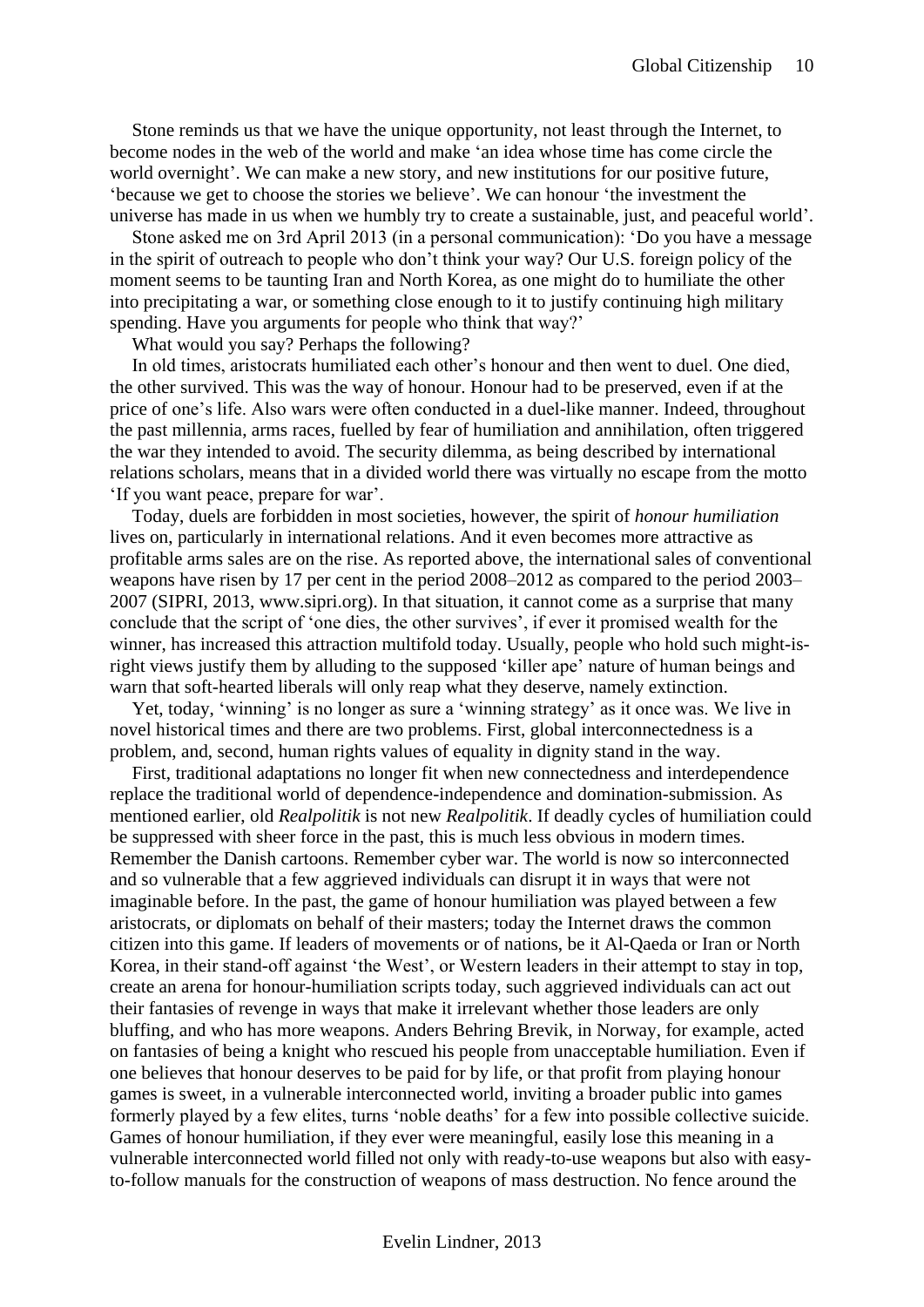Stone reminds us that we have the unique opportunity, not least through the Internet, to become nodes in the web of the world and make 'an idea whose time has come circle the world overnight'. We can make a new story, and new institutions for our positive future, 'because we get to choose the stories we believe'. We can honour 'the investment the universe has made in us when we humbly try to create a sustainable, just, and peaceful world'.

Stone asked me on 3rd April 2013 (in a personal communication): 'Do you have a message in the spirit of outreach to people who don't think your way? Our U.S. foreign policy of the moment seems to be taunting Iran and North Korea, as one might do to humiliate the other into precipitating a war, or something close enough to it to justify continuing high military spending. Have you arguments for people who think that way?'

What would you say? Perhaps the following?

In old times, aristocrats humiliated each other's honour and then went to duel. One died, the other survived. This was the way of honour. Honour had to be preserved, even if at the price of one's life. Also wars were often conducted in a duel-like manner. Indeed, throughout the past millennia, arms races, fuelled by fear of humiliation and annihilation, often triggered the war they intended to avoid. The security dilemma, as being described by international relations scholars, means that in a divided world there was virtually no escape from the motto 'If you want peace, prepare for war'.

Today, duels are forbidden in most societies, however, the spirit of *honour humiliation* lives on, particularly in international relations. And it even becomes more attractive as profitable arms sales are on the rise. As reported above, the international sales of conventional weapons have risen by 17 per cent in the period 2008–2012 as compared to the period 2003–2007 (SIPRI, 2013, www.sipri.org). In that situation, it cannot come as a surprise that many conclude that the script of 'one dies, the other survives', if ever it promised wealth for the winner, has increased this attraction multifold today. Usually, people who hold such might-is-right views justify them by alluding to the supposed 'killer ape' nature of human beings and warn that soft-hearted liberals will only reap what they deserve, namely extinction.

Yet, today, 'winning' is no longer as sure a 'winning strategy' as it once was. We live in novel historical times and there are two problems. First, global interconnectedness is a problem, and, second, human rights values of equality in dignity stand in the way.

First, traditional adaptations no longer fit when new connectedness and interdependence replace the traditional world of dependence-independence and domination-submission. As mentioned earlier, old *Realpolitik* is not new *Realpolitik*. If deadly cycles of humiliation could be suppressed with sheer force in the past, this is much less obvious in modern times. Remember the Danish cartoons. Remember cyber war. The world is now so interconnected and so vulnerable that a few aggrieved individuals can disrupt it in ways that were not imaginable before. In the past, the game of honour humiliation was played between a few aristocrats, or diplomats on behalf of their masters; today the Internet draws the common citizen into this game. If leaders of movements or of nations, be it Al-Qaeda or Iran or North Korea, in their stand-off against 'the West', or Western leaders in their attempt to stay in top, create an arena for honour-humiliation scripts today, such aggrieved individuals can act out their fantasies of revenge in ways that make it irrelevant whether those leaders are only bluffing, and who has more weapons. Anders Behring Brevik, in Norway, for example, acted on fantasies of being a knight who rescued his people from unacceptable humiliation. Even if one believes that honour deserves to be paid for by life, or that profit from playing honour games is sweet, in a vulnerable interconnected world, inviting a broader public into games formerly played by a few elites, turns 'noble deaths' for a few into possible collective suicide. Games of honour humiliation, if they ever were meaningful, easily lose this meaning in a vulnerable interconnected world filled not only with ready-to-use weapons but also with easy-to-follow manuals for the construction of weapons of mass destruction. No fence around the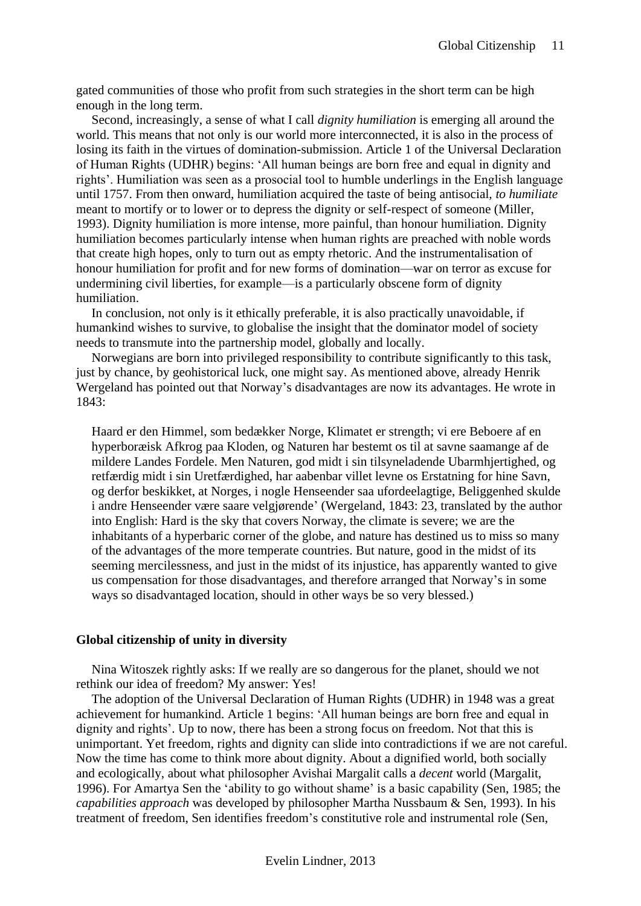gated communities of those who profit from such strategies in the short term can be high enough in the long term.

Second, increasingly, a sense of what I call *dignity humiliation* is emerging all around the world. This means that not only is our world more interconnected, it is also in the process of losing its faith in the virtues of domination-submission. Article 1 of the Universal Declaration of Human Rights (UDHR) begins: 'All human beings are born free and equal in dignity and rights'. Humiliation was seen as a prosocial tool to humble underlings in the English language until 1757. From then onward, humiliation acquired the taste of being antisocial, *to humiliate* meant to mortify or to lower or to depress the dignity or self-respect of someone (Miller, 1993). Dignity humiliation is more intense, more painful, than honour humiliation. Dignity humiliation becomes particularly intense when human rights are preached with noble words that create high hopes, only to turn out as empty rhetoric. And the instrumentalisation of honour humiliation for profit and for new forms of domination—war on terror as excuse for undermining civil liberties, for example—is a particularly obscene form of dignity humiliation.

In conclusion, not only is it ethically preferable, it is also practically unavoidable, if humankind wishes to survive, to globalise the insight that the dominator model of society needs to transmute into the partnership model, globally and locally.

Norwegians are born into privileged responsibility to contribute significantly to this task, just by chance, by geohistorical luck, one might say. As mentioned above, already Henrik Wergeland has pointed out that Norway's disadvantages are now its advantages. He wrote in 1843:

> Haard er den Himmel, som bedækker Norge, Klimatet er strength; vi ere Beboere af en hyperboræisk Afkrog paa Kloden, og Naturen har bestemt os til at savne saamange af de mildere Landes Fordele. Men Naturen, god midt i sin tilsyneladende Ubarmhjertighed, og retfærdig midt i sin Uretfærdighed, har aabenbar villet levne os Erstatning for hine Savn, og derfor beskikket, at Norges, i nogle Henseender saa ufordeelagtiges, Beliggenhed skulde i andre Henseender være saare velgjørende' (Wergeland, 1843: 23, translated by the author into English: Hard is the sky that covers Norway, the climate is severe; we are the inhabitants of a hyperbaric corner of the globe, and nature has destined us to miss so many of the advantages of the more temperate countries. But nature, good in the midst of its seeming mercilessness, and just in the midst of its injustice, has apparently wanted to give us compensation for those disadvantages, and therefore arranged that Norway's in some ways so disadvantaged location, should in other ways be so very blessed.)

## Global citizenship of unity in diversity

Nina Witoszek rightly asks: If we really are so dangerous for the planet, should we not rethink our idea of freedom? My answer: Yes!

The adoption of the Universal Declaration of Human Rights (UDHR) in 1948 was a great achievement for humankind. Article 1 begins: 'All human beings are born free and equal in dignity and rights'. Up to now, there has been a strong focus on freedom. Not that this is unimportant. Yet freedom, rights and dignity can slide into contradictions if we are not careful. Now the time has come to think more about dignity. About a dignified world, both socially and ecologically, about what philosopher Avishai Margalit calls a *decent* world (Margalit, 1996). For Amartya Sen the 'ability to go without shame' is a basic capability (Sen, 1985; the *capabilities approach* was developed by philosopher Martha Nussbaum & Sen, 1993). In his treatment of freedom, Sen identifies freedom's constitutive role and instrumental role (Sen,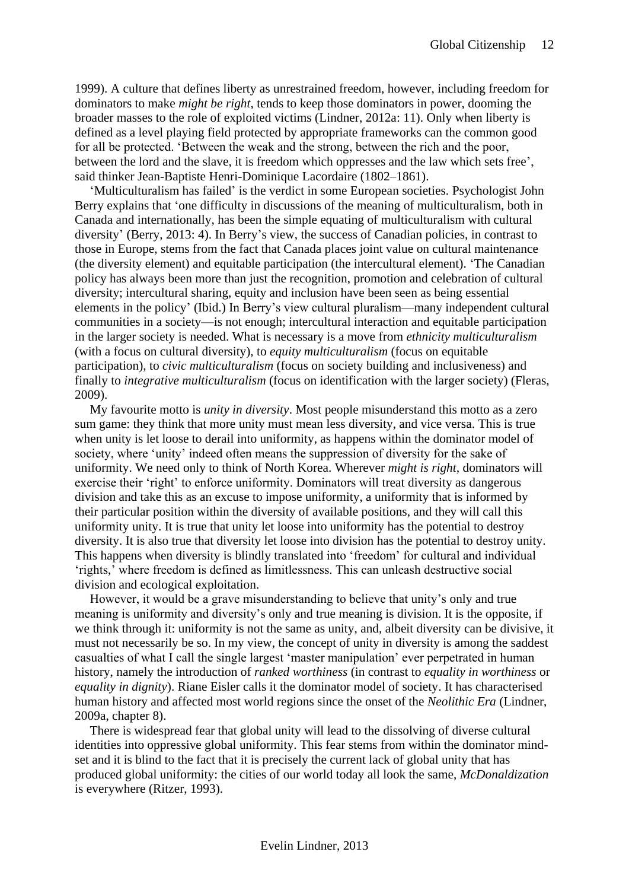1999). A culture that defines liberty as unrestrained freedom, however, including freedom for dominators to make *might be right*, tends to keep those dominators in power, dooming the broader masses to the role of exploited victims (Lindner, 2012a: 11). Only when liberty is defined as a level playing field protected by appropriate frameworks can the common good for all be protected. 'Between the weak and the strong, between the rich and the poor, between the lord and the slave, it is freedom which oppresses and the law which sets free', said thinker Jean-Baptiste Henri-Dominique Lacordaire (1802–1861).

'Multiculturalism has failed' is the verdict in some European societies. Psychologist John Berry explains that 'one difficulty in discussions of the meaning of multiculturalism, both in Canada and internationally, has been the simple equating of multiculturalism with cultural diversity' (Berry, 2013: 4). In Berry's view, the success of Canadian policies, in contrast to those in Europe, stems from the fact that Canada places joint value on cultural maintenance (the diversity element) and equitable participation (the intercultural element). 'The Canadian policy has always been more than just the recognition, promotion and celebration of cultural diversity; intercultural sharing, equity and inclusion have been seen as being essential elements in the policy' (Ibid.) In Berry's view cultural pluralism—many independent cultural communities in a society—is not enough; intercultural interaction and equitable participation in the larger society is needed. What is necessary is a move from *ethnicity multiculturalism* (with a focus on cultural diversity), to *equity multiculturalism* (focus on equitable participation), to *civic multiculturalism* (focus on society building and inclusiveness) and finally to *integrative multiculturalism* (focus on identification with the larger society) (Fleras, 2009).

My favourite motto is *unity in diversity*. Most people misunderstand this motto as a zero sum game: they think that more unity must mean less diversity, and vice versa. This is true when unity is let loose to derail into uniformity, as happens within the dominator model of society, where 'unity' indeed often means the suppression of diversity for the sake of uniformity. We need only to think of North Korea. Wherever *might is right*, dominators will exercise their 'right' to enforce uniformity. Dominators will treat diversity as dangerous division and take this as an excuse to impose uniformity, a uniformity that is informed by their particular position within the diversity of available positions, and they will call this uniformity unity. It is true that unity let loose into uniformity has the potential to destroy diversity. It is also true that diversity let loose into division has the potential to destroy unity. This happens when diversity is blindly translated into 'freedom' for cultural and individual 'rights,' where freedom is defined as limitlessness. This can unleash destructive social division and ecological exploitation.

However, it would be a grave misunderstanding to believe that unity's only and true meaning is uniformity and diversity's only and true meaning is division. It is the opposite, if we think through it: uniformity is not the same as unity, and, albeit diversity can be divisive, it must not necessarily be so. In my view, the concept of unity in diversity is among the saddest casualties of what I call the single largest 'master manipulation' ever perpetrated in human history, namely the introduction of *ranked worthiness* (in contrast to *equality in worthiness* or *equality in dignity*). Riane Eisler calls it the dominator model of society. It has characterised human history and affected most world regions since the onset of the *Neolithic Era* (Lindner, 2009a, chapter 8).

There is widespread fear that global unity will lead to the dissolving of diverse cultural identities into oppressive global uniformity. This fear stems from within the dominator mind-set and it is blind to the fact that it is precisely the current lack of global unity that has produced global uniformity: the cities of our world today all look the same, *McDonaldization* is everywhere (Ritzer, 1993).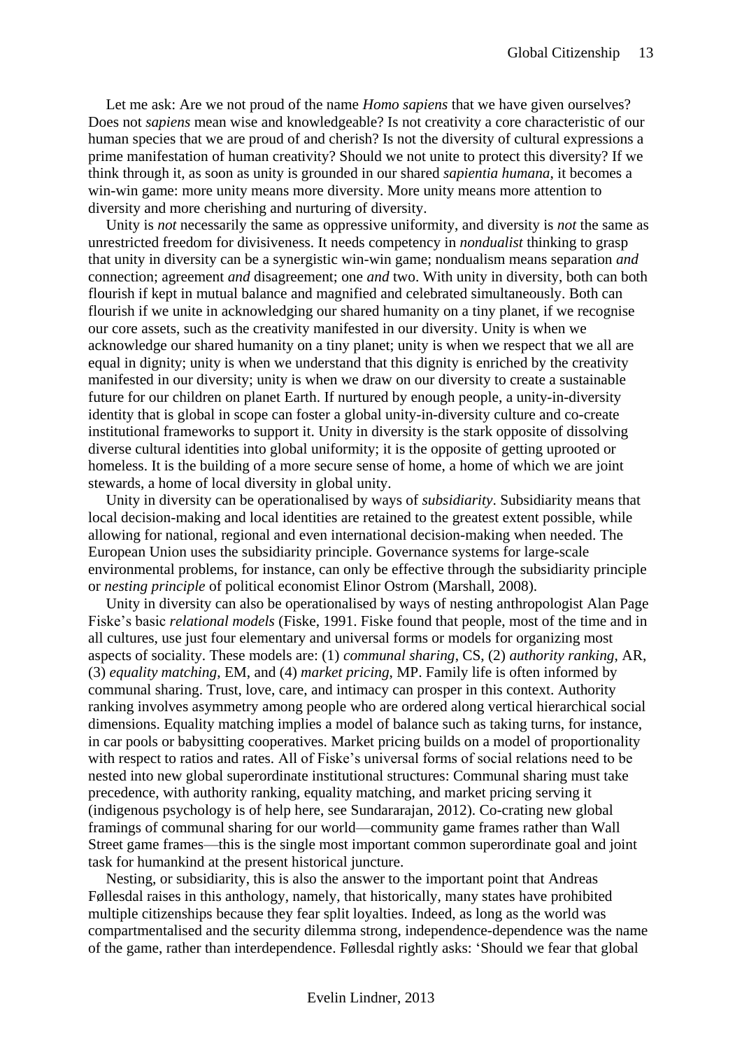Let me ask: Are we not proud of the name *Homo sapiens* that we have given ourselves? Does not *sapiens* mean wise and knowledgeable? Is not creativity a core characteristic of our human species that we are proud of and cherish? Is not the diversity of cultural expressions a prime manifestation of human creativity? Should we not unite to protect this diversity? If we think through it, as soon as unity is grounded in our shared *sapientia humana*, it becomes a win-win game: more unity means more diversity. More unity means more attention to diversity and more cherishing and nurturing of diversity.

Unity is *not* necessarily the same as oppressive uniformity, and diversity is *not* the same as unrestricted freedom for divisiveness. It needs competency in *nondualist* thinking to grasp that unity in diversity can be a synergistic win-win game; nondualism means separation *and* connection; agreement *and* disagreement; one *and* two. With unity in diversity, both can both flourish if kept in mutual balance and magnified and celebrated simultaneously. Both can flourish if we unite in acknowledging our shared humanity on a tiny planet, if we recognise our core assets, such as the creativity manifested in our diversity. Unity is when we acknowledge our shared humanity on a tiny planet; unity is when we respect that we all are equal in dignity; unity is when we understand that this dignity is enriched by the creativity manifested in our diversity; unity is when we draw on our diversity to create a sustainable future for our children on planet Earth. If nurtured by enough people, a unity-in-diversity identity that is global in scope can foster a global unity-in-diversity culture and co-create institutional frameworks to support it. Unity in diversity is the stark opposite of dissolving diverse cultural identities into global uniformity; it is the opposite of getting uprooted or homeless. It is the building of a more secure sense of home, a home of which we are joint stewards, a home of local diversity in global unity.

Unity in diversity can be operationalised by ways of *subsidiarity*. Subsidiarity means that local decision-making and local identities are retained to the greatest extent possible, while allowing for national, regional and even international decision-making when needed. The European Union uses the subsidiarity principle. Governance systems for large-scale environmental problems, for instance, can only be effective through the subsidiarity principle or *nesting principle* of political economist Elinor Ostrom (Marshall, 2008).

Unity in diversity can also be operationalised by ways of nesting anthropologist Alan Page Fiske's basic *relational models* (Fiske, 1991. Fiske found that people, most of the time and in all cultures, use just four elementary and universal forms or models for organizing most aspects of sociality. These models are: (1) *communal sharing*, CS, (2) *authority ranking*, AR, (3) *equality matching*, EM, and (4) *market pricing*, MP. Family life is often informed by communal sharing. Trust, love, care, and intimacy can prosper in this context. Authority ranking involves asymmetry among people who are ordered along vertical hierarchical social dimensions. Equality matching implies a model of balance such as taking turns, for instance, in car pools or babysitting cooperatives. Market pricing builds on a model of proportionality with respect to ratios and rates. All of Fiske's universal forms of social relations need to be nested into new global superordinate institutional structures: Communal sharing must take precedence, with authority ranking, equality matching, and market pricing serving it (indigenous psychology is of help here, see Sundararajan, 2012). Co-crating new global framings of communal sharing for our world—community game frames rather than Wall Street game frames—this is the single most important common superordinate goal and joint task for humankind at the present historical juncture.

Nesting, or subsidiarity, this is also the answer to the important point that Andreas Føllesdal raises in this anthology, namely, that historically, many states have prohibited multiple citizenships because they fear split loyalties. Indeed, as long as the world was compartmentalised and the security dilemma strong, independence-dependence was the name of the game, rather than interdependence. Føllesdal rightly asks: 'Should we fear that global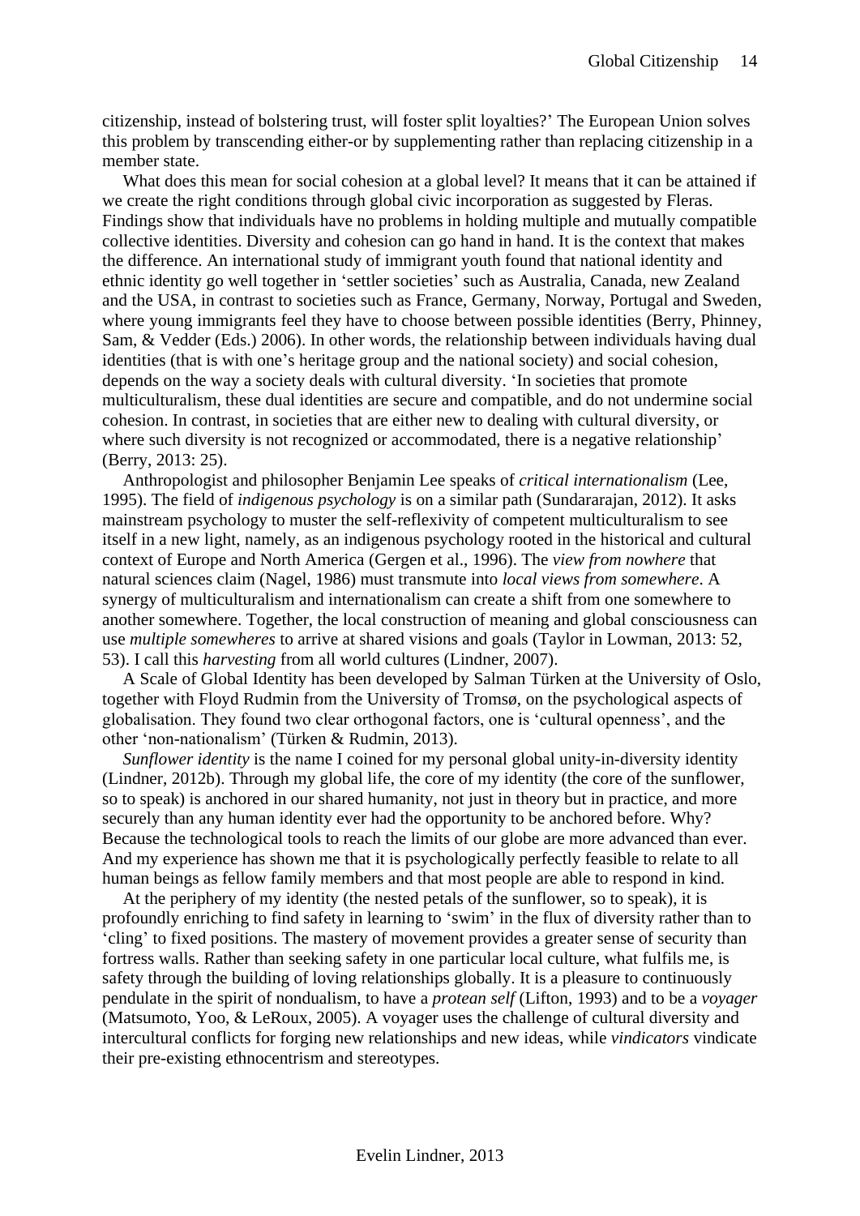citizenship, instead of bolstering trust, will foster split loyalties?' The European Union solves this problem by transcending either-or by supplementing rather than replacing citizenship in a member state.

What does this mean for social cohesion at a global level? It means that it can be attained if we create the right conditions through global civic incorporation as suggested by Fleras. Findings show that individuals have no problems in holding multiple and mutually compatible collective identities. Diversity and cohesion can go hand in hand. It is the context that makes the difference. An international study of immigrant youth found that national identity and ethnic identity go well together in 'settler societies' such as Australia, Canada, new Zealand and the USA, in contrast to societies such as France, Germany, Norway, Portugal and Sweden, where young immigrants feel they have to choose between possible identities (Berry, Phinney, Sam, & Vedder (Eds.) 2006). In other words, the relationship between individuals having dual identities (that is with one's heritage group and the national society) and social cohesion, depends on the way a society deals with cultural diversity. 'In societies that promote multiculturalism, these dual identities are secure and compatible, and do not undermine social cohesion. In contrast, in societies that are either new to dealing with cultural diversity, or where such diversity is not recognized or accommodated, there is a negative relationship' (Berry, 2013: 25).

Anthropologist and philosopher Benjamin Lee speaks of *critical internationalism* (Lee, 1995). The field of *indigenous psychology* is on a similar path (Sundararajan, 2012). It asks mainstream psychology to muster the self-reflexivity of competent multiculturalism to see itself in a new light, namely, as an indigenous psychology rooted in the historical and cultural context of Europe and North America (Gergen et al., 1996). The *view from nowhere* that natural sciences claim (Nagel, 1986) must transmute into *local views from somewhere*. A synergy of multiculturalism and internationalism can create a shift from one somewhere to another somewhere. Together, the local construction of meaning and global consciousness can use *multiple somewheres* to arrive at shared visions and goals (Taylor in Lowman, 2013: 52, 53). I call this *harvesting* from all world cultures (Lindner, 2007).

A Scale of Global Identity has been developed by Salman Türken at the University of Oslo, together with Floyd Rudmin from the University of Tromsø, on the psychological aspects of globalisation. They found two clear orthogonal factors, one is 'cultural openness', and the other 'non-nationalism' (Türken & Rudmin, 2013).

*Sunflower identity* is the name I coined for my personal global unity-in-diversity identity (Lindner, 2012b). Through my global life, the core of my identity (the core of the sunflower, so to speak) is anchored in our shared humanity, not just in theory but in practice, and more securely than any human identity ever had the opportunity to be anchored before. Why? Because the technological tools to reach the limits of our globe are more advanced than ever. And my experience has shown me that it is psychologically perfectly feasible to relate to all human beings as fellow family members and that most people are able to respond in kind.

At the periphery of my identity (the nested petals of the sunflower, so to speak), it is profoundly enriching to find safety in learning to 'swim' in the flux of diversity rather than to 'cling' to fixed positions. The mastery of movement provides a greater sense of security than fortress walls. Rather than seeking safety in one particular local culture, what fulfils me, is safety through the building of loving relationships globally. It is a pleasure to continuously pendulate in the spirit of nondualism, to have a *protean self* (Lifton, 1993) and to be a *voyager* (Matsumoto, Yoo, & LeRoux, 2005). A voyager uses the challenge of cultural diversity and intercultural conflicts for forging new relationships and new ideas, while *vindicators* vindicate their pre-existing ethnocentrism and stereotypes.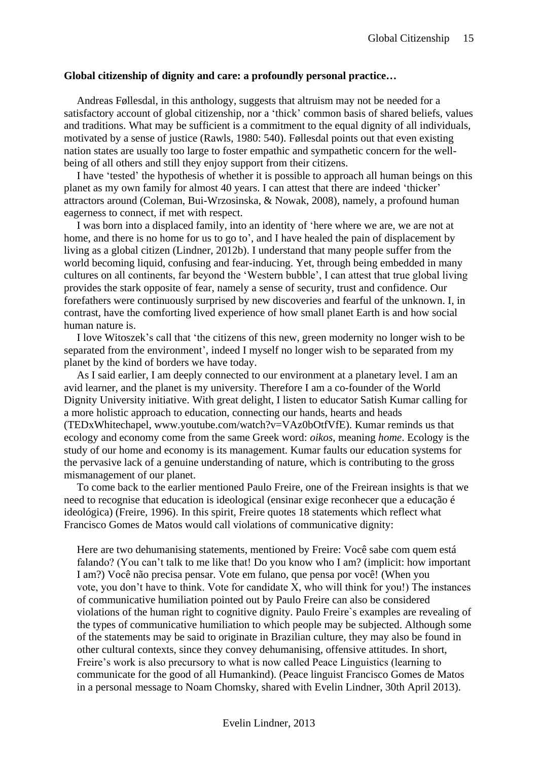**Global citizenship of dignity and care: a profoundly personal practice…**

Andreas Føllesdal, in this anthology, suggests that altruism may not be needed for a satisfactory account of global citizenship, nor a 'thick' common basis of shared beliefs, values and traditions. What may be sufficient is a commitment to the equal dignity of all individuals, motivated by a sense of justice (Rawls, 1980: 540). Føllesdal points out that even existing nation states are usually too large to foster empathic and sympathetic concern for the well-being of all others and still they enjoy support from their citizens.

I have 'tested' the hypothesis of whether it is possible to approach all human beings on this planet as my own family for almost 40 years. I can attest that there are indeed 'thicker' attractors around (Coleman, Bui-Wrzosinska, & Nowak, 2008), namely, a profound human eagerness to connect, if met with respect.

I was born into a displaced family, into an identity of 'here where we are, we are not at home, and there is no home for us to go to', and I have healed the pain of displacement by living as a global citizen (Lindner, 2012b). I understand that many people suffer from the world becoming liquid, confusing and fear-inducing. Yet, through being embedded in many cultures on all continents, far beyond the 'Western bubble', I can attest that true global living provides the stark opposite of fear, namely a sense of security, trust and confidence. Our forefathers were continuously surprised by new discoveries and fearful of the unknown. I, in contrast, have the comforting lived experience of how small planet Earth is and how social human nature is.

I love Witoszek's call that 'the citizens of this new, green modernity no longer wish to be separated from the environment', indeed I myself no longer wish to be separated from my planet by the kind of borders we have today.

As I said earlier, I am deeply connected to our environment at a planetary level. I am an avid learner, and the planet is my university. Therefore I am a co-founder of the World Dignity University initiative. With great delight, I listen to educator Satish Kumar calling for a more holistic approach to education, connecting our hands, hearts and heads (TEDxWhitechapel, www.youtube.com/watch?v=VAz0bOtfVfE). Kumar reminds us that ecology and economy come from the same Greek word: *oikos*, meaning *home*. Ecology is the study of our home and economy is its management. Kumar faults our education systems for the pervasive lack of a genuine understanding of nature, which is contributing to the gross mismanagement of our planet.

To come back to the earlier mentioned Paulo Freire, one of the Freirean insights is that we need to recognise that education is ideological (ensinar exige reconhecer que a educação é ideológica) (Freire, 1996). In this spirit, Freire quotes 18 statements which reflect what Francisco Gomes de Matos would call violations of communicative dignity:

> Here are two dehumanising statements, mentioned by Freire: Você sabe com quem está falando? (You can't talk to me like that! Do you know who I am? (implicit: how important I am?) Você não precisa pensar. Vote em fulano, que pensa por você! (When you vote, you don't have to think. Vote for candidate X, who will think for you!) The instances of communicative humiliation pointed out by Paulo Freire can also be considered violations of the human right to cognitive dignity. Paulo Freire`s examples are revealing of the types of communicative humiliation to which people may be subjected. Although some of the statements may be said to originate in Brazilian culture, they may also be found in other cultural contexts, since they convey dehumanising, offensive attitudes. In short, Freire's work is also precursory to what is now called Peace Linguistics (learning to communicate for the good of all Humankind). (Peace linguist Francisco Gomes de Matos in a personal message to Noam Chomsky, shared with Evelin Lindner, 30th April 2013).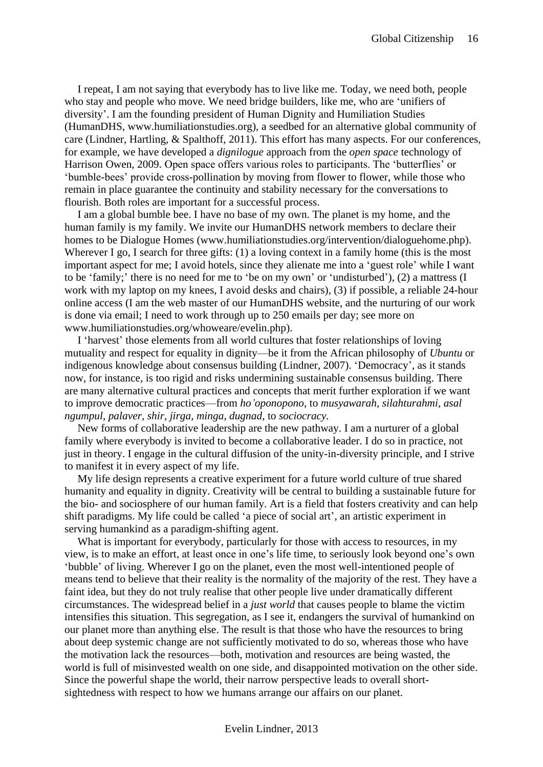I repeat, I am not saying that everybody has to live like me. Today, we need both, people who stay and people who move. We need bridge builders, like me, who are 'unifiers of diversity'. I am the founding president of Human Dignity and Humiliation Studies (HumanDHS, www.humiliationstudies.org), a seedbed for an alternative global community of care (Lindner, Hartling, & Spalthoff, 2011). This effort has many aspects. For our conferences, for example, we have developed a *dignilogue* approach from the *open space* technology of Harrison Owen, 2009. Open space offers various roles to participants. The 'butterflies' or 'bumble-bees' provide cross-pollination by moving from flower to flower, while those who remain in place guarantee the continuity and stability necessary for the conversations to flourish. Both roles are important for a successful process.

I am a global bumble bee. I have no base of my own. The planet is my home, and the human family is my family. We invite our HumanDHS network members to declare their homes to be Dialogue Homes (www.humiliationstudies.org/intervention/dialoguehome.php). Wherever I go, I search for three gifts: (1) a loving context in a family home (this is the most important aspect for me; I avoid hotels, since they alienate me into a 'guest role' while I want to be 'family;' there is no need for me to 'be on my own' or 'undisturbed'), (2) a mattress (I work with my laptop on my knees, I avoid desks and chairs), (3) if possible, a reliable 24-hour online access (I am the web master of our HumanDHS website, and the nurturing of our work is done via email; I need to work through up to 250 emails per day; see more on www.humiliationstudies.org/whoweare/evelin.php).

I 'harvest' those elements from all world cultures that foster relationships of loving mutuality and respect for equality in dignity—be it from the African philosophy of *Ubuntu* or indigenous knowledge about consensus building (Lindner, 2007). 'Democracy', as it stands now, for instance, is too rigid and risks undermining sustainable consensus building. There are many alternative cultural practices and concepts that merit further exploration if we want to improve democratic practices—from *ho'oponopono,* to *musyawarah, silahturahmi, asal ngumpul, palaver, shir, jirga, minga, dugnad,* to *sociocracy.*

New forms of collaborative leadership are the new pathway. I am a nurturer of a global family where everybody is invited to become a collaborative leader. I do so in practice, not just in theory. I engage in the cultural diffusion of the unity-in-diversity principle, and I strive to manifest it in every aspect of my life.

My life design represents a creative experiment for a future world culture of true shared humanity and equality in dignity. Creativity will be central to building a sustainable future for the bio- and sociosphere of our human family. Art is a field that fosters creativity and can help shift paradigms. My life could be called 'a piece of social art', an artistic experiment in serving humankind as a paradigm-shifting agent.

What is important for everybody, particularly for those with access to resources, in my view, is to make an effort, at least once in one's life time, to seriously look beyond one's own 'bubble' of living. Wherever I go on the planet, even the most well-intentioned people of means tend to believe that their reality is the normality of the majority of the rest. They have a faint idea, but they do not truly realise that other people live under dramatically different circumstances. The widespread belief in a *just world* that causes people to blame the victim intensifies this situation. This segregation, as I see it, endangers the survival of humankind on our planet more than anything else. The result is that those who have the resources to bring about deep systemic change are not sufficiently motivated to do so, whereas those who have the motivation lack the resources—both, motivation and resources are being wasted, the world is full of misinvested wealth on one side, and disappointed motivation on the other side. Since the powerful shape the world, their narrow perspective leads to overall short-sightedness with respect to how we humans arrange our affairs on our planet.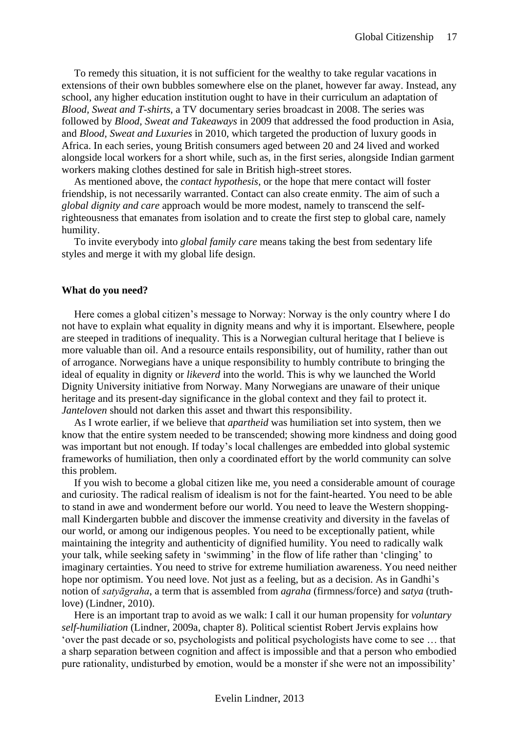To remedy this situation, it is not sufficient for the wealthy to take regular vacations in extensions of their own bubbles somewhere else on the planet, however far away. Instead, any school, any higher education institution ought to have in their curriculum an adaptation of *Blood, Sweat and T-shirts*, a TV documentary series broadcast in 2008. The series was followed by *Blood, Sweat and Takeaways* in 2009 that addressed the food production in Asia, and *Blood, Sweat and Luxuries* in 2010, which targeted the production of luxury goods in Africa. In each series, young British consumers aged between 20 and 24 lived and worked alongside local workers for a short while, such as, in the first series, alongside Indian garment workers making clothes destined for sale in British high-street stores.

As mentioned above, the *contact hypothesis*, or the hope that mere contact will foster friendship, is not necessarily warranted. Contact can also create enmity. The aim of such a *global dignity and care* approach would be more modest, namely to transcend the self-righteousness that emanates from isolation and to create the first step to global care, namely humility.

To invite everybody into *global family care* means taking the best from sedentary life styles and merge it with my global life design.

### What do you need?

Here comes a global citizen's message to Norway: Norway is the only country where I do not have to explain what equality in dignity means and why it is important. Elsewhere, people are steeped in traditions of inequality. This is a Norwegian cultural heritage that I believe is more valuable than oil. And a resource entails responsibility, out of humility, rather than out of arrogance. Norwegians have a unique responsibility to humbly contribute to bringing the ideal of equality in dignity or *likeverd* into the world. This is why we launched the World Dignity University initiative from Norway. Many Norwegians are unaware of their unique heritage and its present-day significance in the global context and they fail to protect it. *Janteloven* should not darken this asset and thwart this responsibility.

As I wrote earlier, if we believe that *apartheid* was humiliation set into system, then we know that the entire system needed to be transcended; showing more kindness and doing good was important but not enough. If today's local challenges are embedded into global systemic frameworks of humiliation, then only a coordinated effort by the world community can solve this problem.

If you wish to become a global citizen like me, you need a considerable amount of courage and curiosity. The radical realism of idealism is not for the faint-hearted. You need to be able to stand in awe and wonderment before our world. You need to leave the Western shopping-mall Kindergarten bubble and discover the immense creativity and diversity in the favelas of our world, or among our indigenous peoples. You need to be exceptionally patient, while maintaining the integrity and authenticity of dignified humility. You need to radically walk your talk, while seeking safety in 'swimming' in the flow of life rather than 'clinging' to imaginary certainties. You need to strive for extreme humiliation awareness. You need neither hope nor optimism. You need love. Not just as a feeling, but as a decision. As in Gandhi's notion of *satyāgraha*, a term that is assembled from *agraha* (firmness/force) and *satya* (truth-love) (Lindner, 2010).

Here is an important trap to avoid as we walk: I call it our human propensity for *voluntary self-humiliation* (Lindner, 2009a, chapter 8). Political scientist Robert Jervis explains how 'over the past decade or so, psychologists and political psychologists have come to see … that a sharp separation between cognition and affect is impossible and that a person who embodied pure rationality, undisturbed by emotion, would be a monster if she were not an impossibility'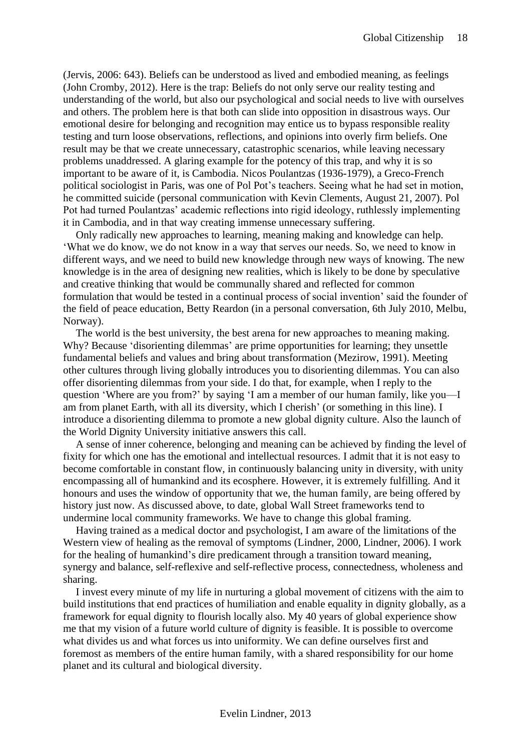(Jervis, 2006: 643). Beliefs can be understood as lived and embodied meaning, as feelings (John Cromby, 2012). Here is the trap: Beliefs do not only serve our reality testing and understanding of the world, but also our psychological and social needs to live with ourselves and others. The problem here is that both can slide into opposition in disastrous ways. Our emotional desire for belonging and recognition may entice us to bypass responsible reality testing and turn loose observations, reflections, and opinions into overly firm beliefs. One result may be that we create unnecessary, catastrophic scenarios, while leaving necessary problems unaddressed. A glaring example for the potency of this trap, and why it is so important to be aware of it, is Cambodia. Nicos Poulantzas (1936-1979), a Greco-French political sociologist in Paris, was one of Pol Pot's teachers. Seeing what he had set in motion, he committed suicide (personal communication with Kevin Clements, August 21, 2007). Pol Pot had turned Poulantzas' academic reflections into rigid ideology, ruthlessly implementing it in Cambodia, and in that way creating immense unnecessary suffering.

Only radically new approaches to learning, meaning making and knowledge can help. 'What we do know, we do not know in a way that serves our needs. So, we need to know in different ways, and we need to build new knowledge through new ways of knowing. The new knowledge is in the area of designing new realities, which is likely to be done by speculative and creative thinking that would be communally shared and reflected for common formulation that would be tested in a continual process of social invention' said the founder of the field of peace education, Betty Reardon (in a personal conversation, 6th July 2010, Melbu, Norway).

The world is the best university, the best arena for new approaches to meaning making. Why? Because 'disorienting dilemmas' are prime opportunities for learning; they unsettle fundamental beliefs and values and bring about transformation (Mezirow, 1991). Meeting other cultures through living globally introduces you to disorienting dilemmas. You can also offer disorienting dilemmas from your side. I do that, for example, when I reply to the question 'Where are you from?' by saying 'I am a member of our human family, like you—I am from planet Earth, with all its diversity, which I cherish' (or something in this line). I introduce a disorienting dilemma to promote a new global dignity culture. Also the launch of the World Dignity University initiative answers this call.

A sense of inner coherence, belonging and meaning can be achieved by finding the level of fixity for which one has the emotional and intellectual resources. I admit that it is not easy to become comfortable in constant flow, in continuously balancing unity in diversity, with unity encompassing all of humankind and its ecosphere. However, it is extremely fulfilling. And it honours and uses the window of opportunity that we, the human family, are being offered by history just now. As discussed above, to date, global Wall Street frameworks tend to undermine local community frameworks. We have to change this global framing.

Having trained as a medical doctor and psychologist, I am aware of the limitations of the Western view of healing as the removal of symptoms (Lindner, 2000, Lindner, 2006). I work for the healing of humankind's dire predicament through a transition toward meaning, synergy and balance, self-reflexive and self-reflective process, connectedness, wholeness and sharing.

I invest every minute of my life in nurturing a global movement of citizens with the aim to build institutions that end practices of humiliation and enable equality in dignity globally, as a framework for equal dignity to flourish locally also. My 40 years of global experience show me that my vision of a future world culture of dignity is feasible. It is possible to overcome what divides us and what forces us into uniformity. We can define ourselves first and foremost as members of the entire human family, with a shared responsibility for our home planet and its cultural and biological diversity.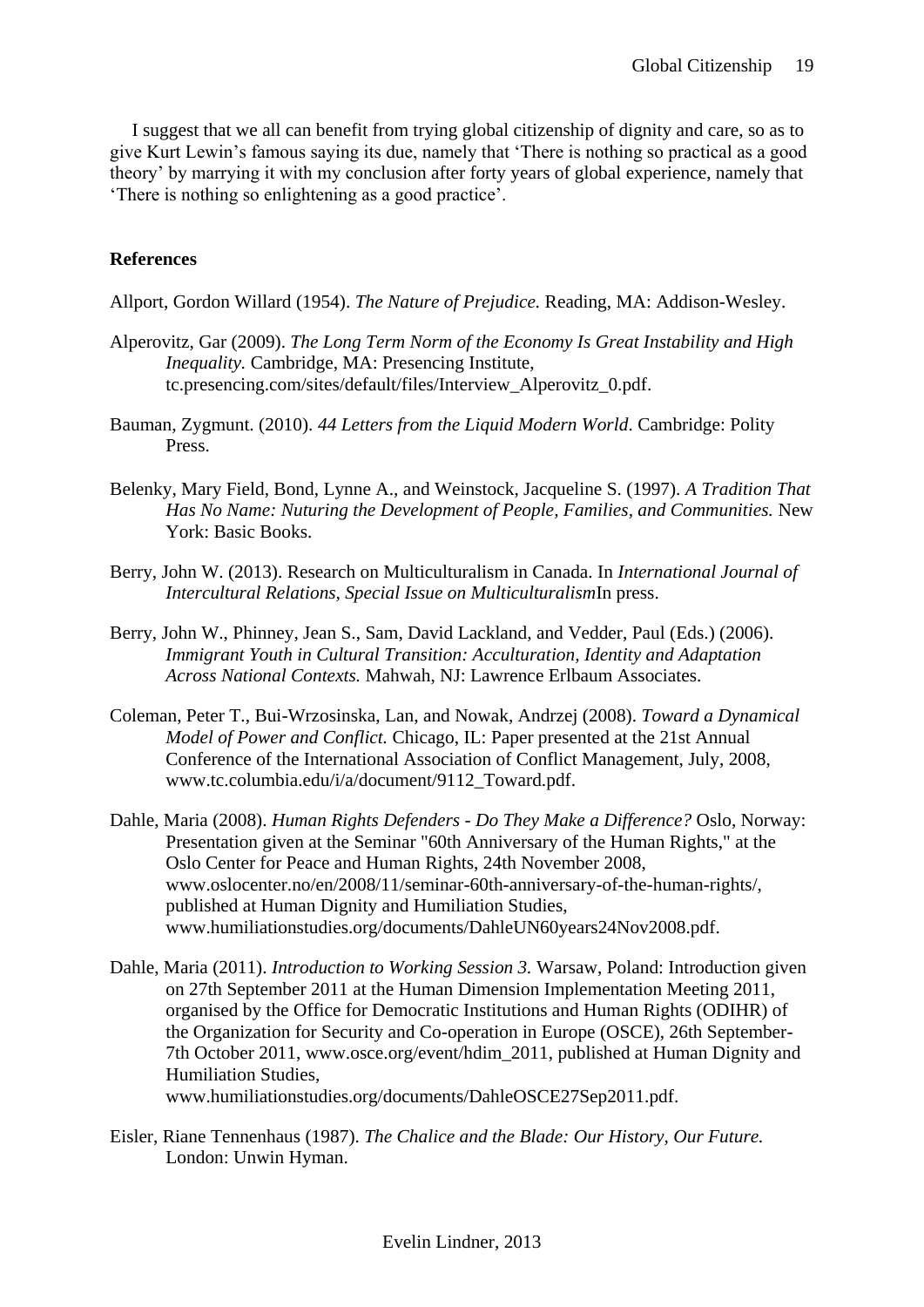I suggest that we all can benefit from trying global citizenship of dignity and care, so as to give Kurt Lewin's famous saying its due, namely that 'There is nothing so practical as a good theory' by marrying it with my conclusion after forty years of global experience, namely that 'There is nothing so enlightening as a good practice'.

**References**

Allport, Gordon Willard (1954). *The Nature of Prejudice.* Reading, MA: Addison-Wesley.

Alperovitz, Gar (2009). *The Long Term Norm of the Economy Is Great Instability and High Inequality.* Cambridge, MA: Presencing Institute, tc.presencing.com/sites/default/files/Interview_Alperovitz_0.pdf.

Bauman, Zygmunt. (2010). *44 Letters from the Liquid Modern World*. Cambridge: Polity Press.

Belenky, Mary Field, Bond, Lynne A., and Weinstock, Jacqueline S. (1997). *A Tradition That Has No Name: Nuturing the Development of People, Families, and Communities.* New York: Basic Books.

Berry, John W. (2013). Research on Multiculturalism in Canada. In *International Journal of Intercultural Relations, Special Issue on Multiculturalism*In press.

Berry, John W., Phinney, Jean S., Sam, David Lackland, and Vedder, Paul (Eds.) (2006). *Immigrant Youth in Cultural Transition: Acculturation, Identity and Adaptation Across National Contexts.* Mahwah, NJ: Lawrence Erlbaum Associates.

Coleman, Peter T., Bui-Wrzosinska, Lan, and Nowak, Andrzej (2008). *Toward a Dynamical Model of Power and Conflict.* Chicago, IL: Paper presented at the 21st Annual Conference of the International Association of Conflict Management, July, 2008, www.tc.columbia.edu/i/a/document/9112_Toward.pdf.

Dahle, Maria (2008). *Human Rights Defenders - Do They Make a Difference?* Oslo, Norway: Presentation given at the Seminar "60th Anniversary of the Human Rights," at the Oslo Center for Peace and Human Rights, 24th November 2008, www.oslocenter.no/en/2008/11/seminar-60th-anniversary-of-the-human-rights/, published at Human Dignity and Humiliation Studies, www.humiliationstudies.org/documents/DahleUN60years24Nov2008.pdf.

Dahle, Maria (2011). *Introduction to Working Session 3.* Warsaw, Poland: Introduction given on 27th September 2011 at the Human Dimension Implementation Meeting 2011, organised by the Office for Democratic Institutions and Human Rights (ODIHR) of the Organization for Security and Co-operation in Europe (OSCE), 26th September-7th October 2011, www.osce.org/event/hdim_2011, published at Human Dignity and Humiliation Studies, www.humiliationstudies.org/documents/DahleOSCE27Sep2011.pdf.

Eisler, Riane Tennenhaus (1987). *The Chalice and the Blade: Our History, Our Future.* London: Unwin Hyman.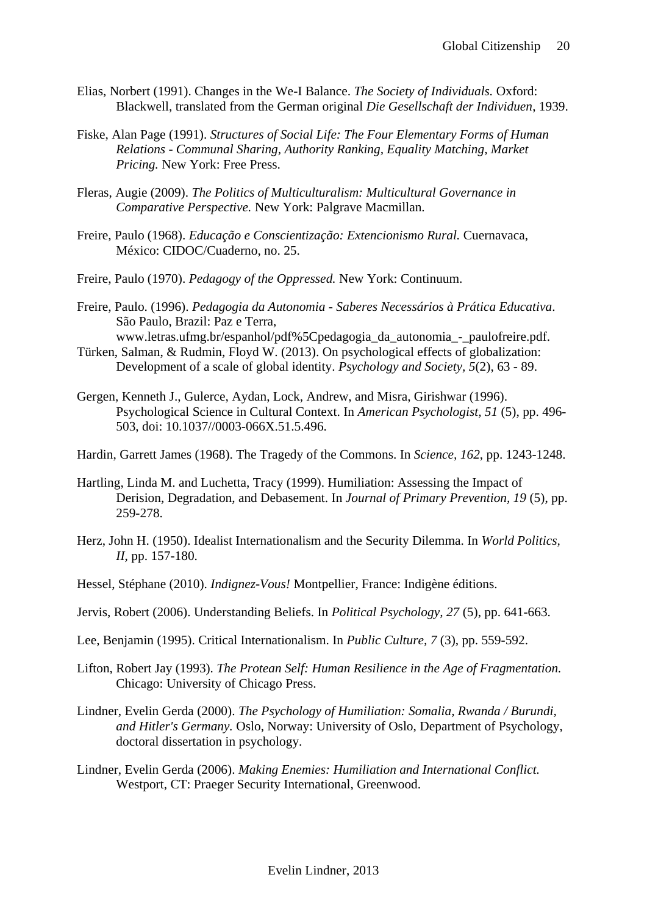Elias, Norbert (1991). Changes in the We-I Balance. *The Society of Individuals.* Oxford: Blackwell, translated from the German original *Die Gesellschaft der Individuen*, 1939.

Fiske, Alan Page (1991). *Structures of Social Life: The Four Elementary Forms of Human Relations - Communal Sharing, Authority Ranking, Equality Matching, Market Pricing.* New York: Free Press.

Fleras, Augie (2009). *The Politics of Multiculturalism: Multicultural Governance in Comparative Perspective.* New York: Palgrave Macmillan.

Freire, Paulo (1968). *Educação e Conscientização: Extencionismo Rural.* Cuernavaca, México: CIDOC/Cuaderno, no. 25.

Freire, Paulo (1970). *Pedagogy of the Oppressed.* New York: Continuum.

Freire, Paulo. (1996). *Pedagogia da Autonomia - Saberes Necessários à Prática Educativa*. São Paulo, Brazil: Paz e Terra, www.letras.ufmg.br/espanhol/pdf%5Cpedagogia_da_autonomia_-_paulofreire.pdf.

Türken, Salman, & Rudmin, Floyd W. (2013). On psychological effects of globalization: Development of a scale of global identity. *Psychology and Society, 5*(2), 63 - 89.

Gergen, Kenneth J., Gulerce, Aydan, Lock, Andrew, and Misra, Girishwar (1996). Psychological Science in Cultural Context. In *American Psychologist, 51* (5), pp. 496-503, doi: 10.1037//0003-066X.51.5.496.

Hardin, Garrett James (1968). The Tragedy of the Commons. In *Science, 162*, pp. 1243-1248.

Hartling, Linda M. and Luchetta, Tracy (1999). Humiliation: Assessing the Impact of Derision, Degradation, and Debasement. In *Journal of Primary Prevention, 19* (5), pp. 259-278.

Herz, John H. (1950). Idealist Internationalism and the Security Dilemma. In *World Politics, II*, pp. 157-180.

Hessel, Stéphane (2010). *Indignez-Vous!* Montpellier, France: Indigène éditions.

Jervis, Robert (2006). Understanding Beliefs. In *Political Psychology, 27* (5), pp. 641-663.

Lee, Benjamin (1995). Critical Internationalism. In *Public Culture, 7* (3), pp. 559-592.

Lifton, Robert Jay (1993). *The Protean Self: Human Resilience in the Age of Fragmentation.* Chicago: University of Chicago Press.

Lindner, Evelin Gerda (2000). *The Psychology of Humiliation: Somalia, Rwanda / Burundi, and Hitler's Germany.* Oslo, Norway: University of Oslo, Department of Psychology, doctoral dissertation in psychology.

Lindner, Evelin Gerda (2006). *Making Enemies: Humiliation and International Conflict.* Westport, CT: Praeger Security International, Greenwood.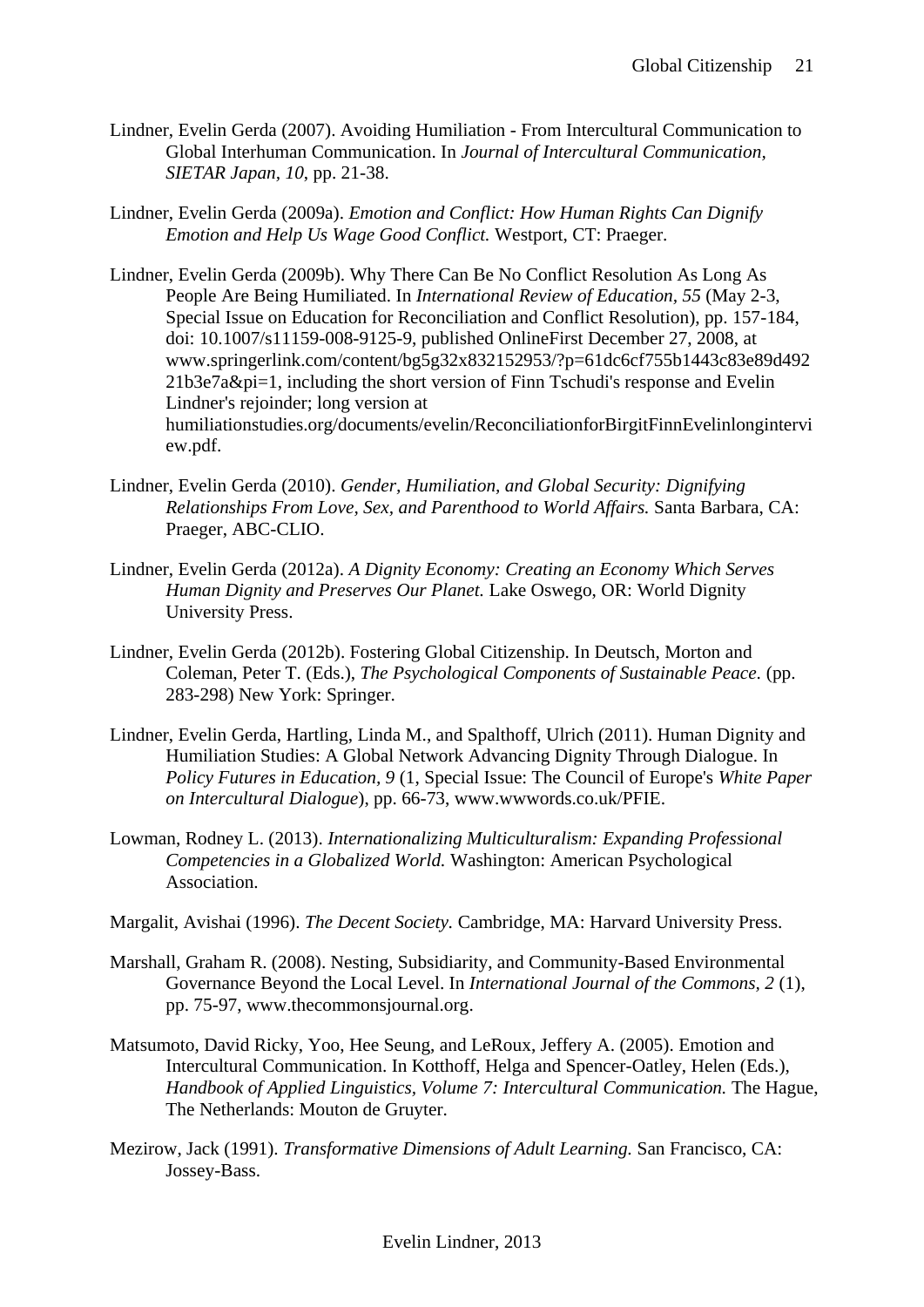Lindner, Evelin Gerda (2007). Avoiding Humiliation - From Intercultural Communication to Global Interhuman Communication. In *Journal of Intercultural Communication, SIETAR Japan, 10*, pp. 21-38.

Lindner, Evelin Gerda (2009a). *Emotion and Conflict: How Human Rights Can Dignify Emotion and Help Us Wage Good Conflict.* Westport, CT: Praeger.

Lindner, Evelin Gerda (2009b). Why There Can Be No Conflict Resolution As Long As People Are Being Humiliated. In *International Review of Education, 55* (May 2-3, Special Issue on Education for Reconciliation and Conflict Resolution), pp. 157-184, doi: 10.1007/s11159-008-9125-9, published OnlineFirst December 27, 2008, at www.springerlink.com/content/bg5g32x832152953/?p=61dc6cf755b1443c83e89d49221b3e7a&pi=1, including the short version of Finn Tschudi's response and Evelin Lindner's rejoinder; long version at humiliationstudies.org/documents/evelin/ReconciliationforBirgitFinnEvelinlonginterview.pdf.

Lindner, Evelin Gerda (2010). *Gender, Humiliation, and Global Security: Dignifying Relationships From Love, Sex, and Parenthood to World Affairs.* Santa Barbara, CA: Praeger, ABC-CLIO.

Lindner, Evelin Gerda (2012a). *A Dignity Economy: Creating an Economy Which Serves Human Dignity and Preserves Our Planet.* Lake Oswego, OR: World Dignity University Press.

Lindner, Evelin Gerda (2012b). Fostering Global Citizenship. In Deutsch, Morton and Coleman, Peter T. (Eds.), *The Psychological Components of Sustainable Peace.* (pp. 283-298) New York: Springer.

Lindner, Evelin Gerda, Hartling, Linda M., and Spalthoff, Ulrich (2011). Human Dignity and Humiliation Studies: A Global Network Advancing Dignity Through Dialogue. In *Policy Futures in Education, 9* (1, Special Issue: The Council of Europe's *White Paper on Intercultural Dialogue*), pp. 66-73, www.wwwords.co.uk/PFIE.

Lowman, Rodney L. (2013). *Internationalizing Multiculturalism: Expanding Professional Competencies in a Globalized World.* Washington: American Psychological Association.

Margalit, Avishai (1996). *The Decent Society.* Cambridge, MA: Harvard University Press.

Marshall, Graham R. (2008). Nesting, Subsidiarity, and Community-Based Environmental Governance Beyond the Local Level. In *International Journal of the Commons, 2* (1), pp. 75-97, www.thecommonsjournal.org.

Matsumoto, David Ricky, Yoo, Hee Seung, and LeRoux, Jeffery A. (2005). Emotion and Intercultural Communication. In Kotthoff, Helga and Spencer-Oatley, Helen (Eds.), *Handbook of Applied Linguistics, Volume 7: Intercultural Communication.* The Hague, The Netherlands: Mouton de Gruyter.

Mezirow, Jack (1991). *Transformative Dimensions of Adult Learning.* San Francisco, CA: Jossey-Bass.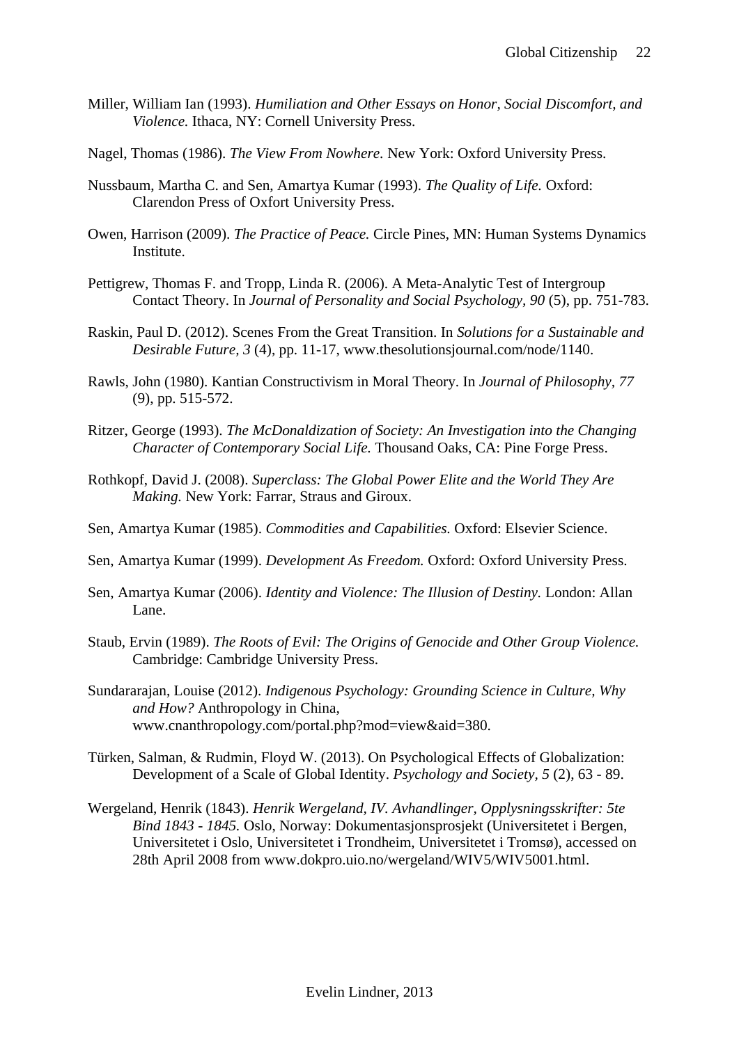Miller, William Ian (1993). *Humiliation and Other Essays on Honor, Social Discomfort, and Violence.* Ithaca, NY: Cornell University Press.

Nagel, Thomas (1986). *The View From Nowhere.* New York: Oxford University Press.

Nussbaum, Martha C. and Sen, Amartya Kumar (1993). *The Quality of Life.* Oxford: Clarendon Press of Oxfort University Press.

Owen, Harrison (2009). *The Practice of Peace.* Circle Pines, MN: Human Systems Dynamics Institute.

Pettigrew, Thomas F. and Tropp, Linda R. (2006). A Meta-Analytic Test of Intergroup Contact Theory. In *Journal of Personality and Social Psychology, 90* (5), pp. 751-783.

Raskin, Paul D. (2012). Scenes From the Great Transition. In *Solutions for a Sustainable and Desirable Future, 3* (4), pp. 11-17, www.thesolutionsjournal.com/node/1140.

Rawls, John (1980). Kantian Constructivism in Moral Theory. In *Journal of Philosophy, 77* (9), pp. 515-572.

Ritzer, George (1993). *The McDonaldization of Society: An Investigation into the Changing Character of Contemporary Social Life.* Thousand Oaks, CA: Pine Forge Press.

Rothkopf, David J. (2008). *Superclass: The Global Power Elite and the World They Are Making.* New York: Farrar, Straus and Giroux.

Sen, Amartya Kumar (1985). *Commodities and Capabilities.* Oxford: Elsevier Science.

Sen, Amartya Kumar (1999). *Development As Freedom.* Oxford: Oxford University Press.

Sen, Amartya Kumar (2006). *Identity and Violence: The Illusion of Destiny.* London: Allan Lane.

Staub, Ervin (1989). *The Roots of Evil: The Origins of Genocide and Other Group Violence.* Cambridge: Cambridge University Press.

Sundararajan, Louise (2012). *Indigenous Psychology: Grounding Science in Culture, Why and How?* Anthropology in China, www.cnanthropology.com/portal.php?mod=view&aid=380.

Türken, Salman, & Rudmin, Floyd W. (2013). On Psychological Effects of Globalization: Development of a Scale of Global Identity. *Psychology and Society, 5* (2), 63 - 89.

Wergeland, Henrik (1843). *Henrik Wergeland, IV. Avhandlinger, Opplysningsskrifter: 5te Bind 1843 - 1845.* Oslo, Norway: Dokumentasjonsprosjekt (Universitetet i Bergen, Universitetet i Oslo, Universitetet i Trondheim, Universitetet i Tromsø), accessed on 28th April 2008 from www.dokpro.uio.no/wergeland/WIV5/WIV5001.html.